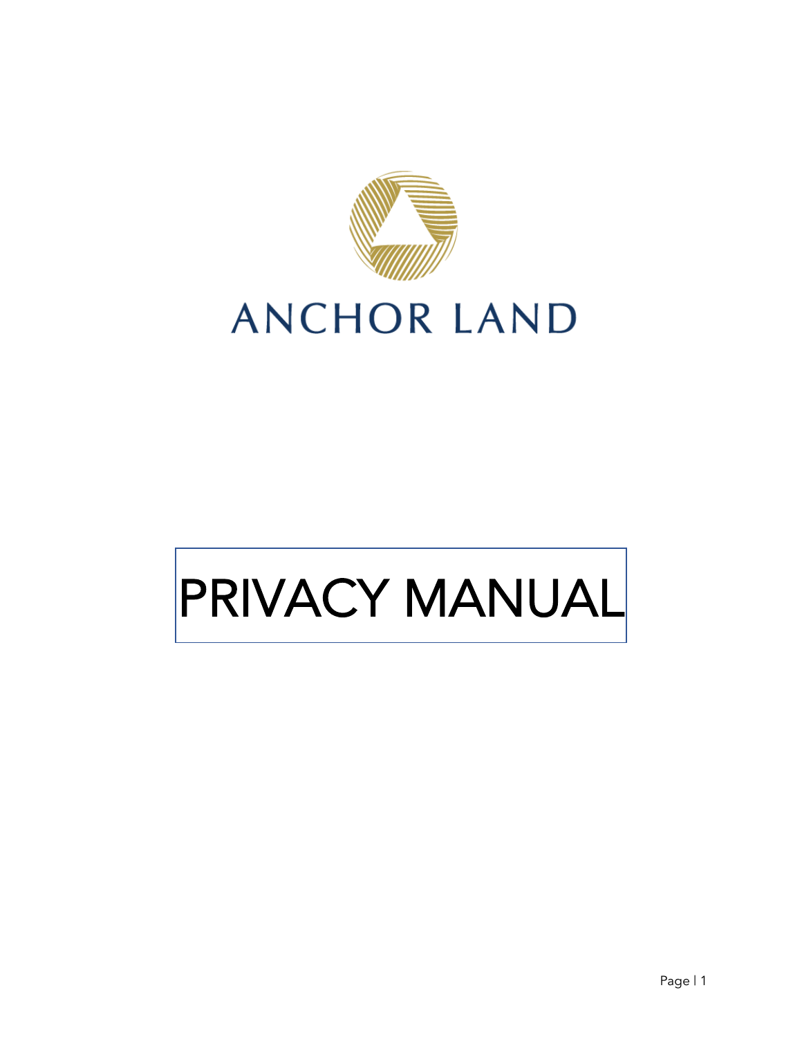ANCHOR LAND

# PRIVACY MANUAL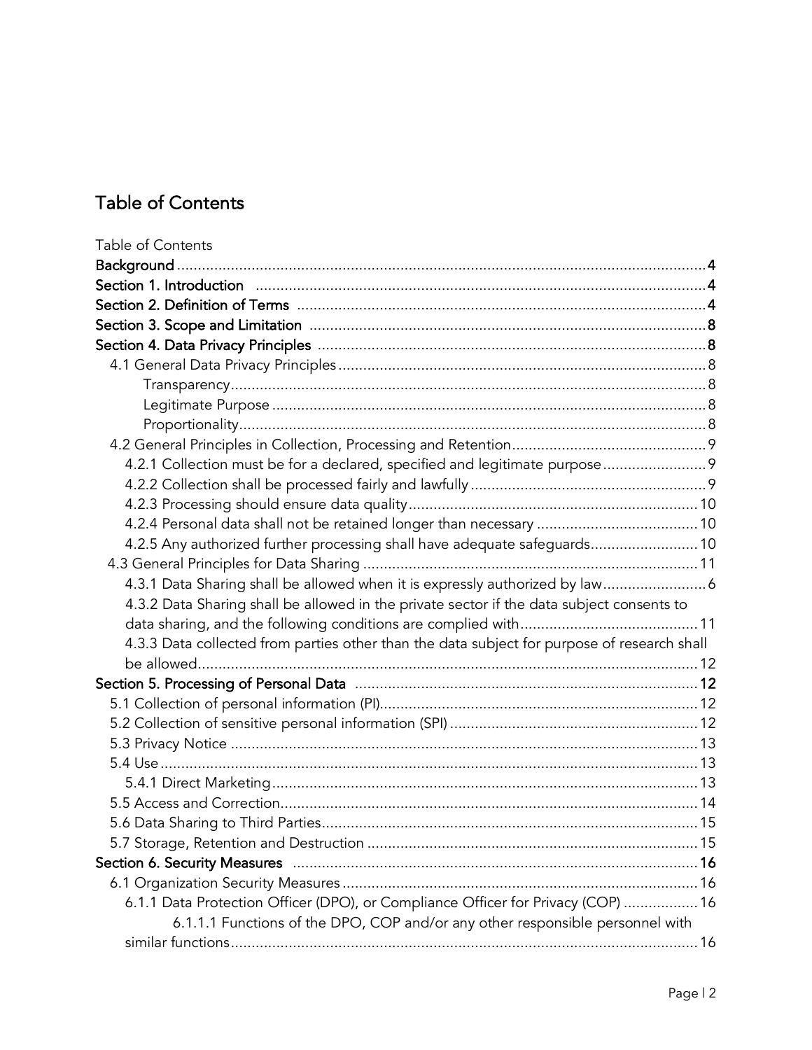# Table of Contents

Table of Contents

**Background** ........ 4
**Section 1. Introduction** ........ 4
**Section 2. Definition of Terms** ........ 4
**Section 3. Scope and Limitation** ........ 8
**Section 4. Data Privacy Principles** ........ 8
- 4.1 General Data Privacy Principles ........ 8
  - Transparency ........ 8
  - Legitimate Purpose ........ 8
  - Proportionality ........ 8
- 4.2 General Principles in Collection, Processing and Retention ........ 9
  - 4.2.1 Collection must be for a declared, specified and legitimate purpose ........ 9
  - 4.2.2 Collection shall be processed fairly and lawfully ........ 9
  - 4.2.3 Processing should ensure data quality ........ 10
  - 4.2.4 Personal data shall not be retained longer than necessary ........ 10
  - 4.2.5 Any authorized further processing shall have adequate safeguards ........ 10
- 4.3 General Principles for Data Sharing ........ 11
  - 4.3.1 Data Sharing shall be allowed when it is expressly authorized by law ........ 6
  - 4.3.2 Data Sharing shall be allowed in the private sector if the data subject consents to data sharing, and the following conditions are complied with ........ 11
  - 4.3.3 Data collected from parties other than the data subject for purpose of research shall be allowed ........ 12

**Section 5. Processing of Personal Data** ........ 12
- 5.1 Collection of personal information (PI) ........ 12
- 5.2 Collection of sensitive personal information (SPI) ........ 12
- 5.3 Privacy Notice ........ 13
- 5.4 Use ........ 13
  - 5.4.1 Direct Marketing ........ 13
- 5.5 Access and Correction ........ 14
- 5.6 Data Sharing to Third Parties ........ 15
- 5.7 Storage, Retention and Destruction ........ 15

**Section 6. Security Measures** ........ 16
- 6.1 Organization Security Measures ........ 16
  - 6.1.1 Data Protection Officer (DPO), or Compliance Officer for Privacy (COP) ........ 16
    - 6.1.1.1 Functions of the DPO, COP and/or any other responsible personnel with similar functions ........ 16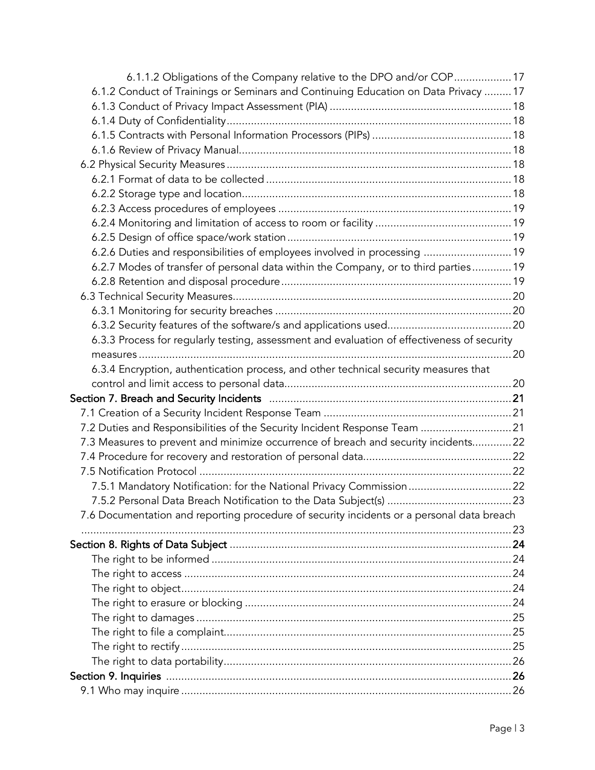6.1.1.2 Obligations of the Company relative to the DPO and/or COP .................. 17

6.1.2 Conduct of Trainings or Seminars and Continuing Education on Data Privacy ......... 17

6.1.3 Conduct of Privacy Impact Assessment (PIA) .......................................................... 18

6.1.4 Duty of Confidentiality ............................................................................................ 18

6.1.5 Contracts with Personal Information Processors (PIPs) ............................................ 18

6.1.6 Review of Privacy Manual ........................................................................................ 18

6.2 Physical Security Measures ............................................................................................ 18

6.2.1 Format of data to be collected ............................................................................... 18

6.2.2 Storage type and location ....................................................................................... 18

6.2.3 Access procedures of employees ........................................................................... 19

6.2.4 Monitoring and limitation of access to room or facility ............................................ 19

6.2.5 Design of office space/work station ........................................................................ 19

6.2.6 Duties and responsibilities of employees involved in processing ............................ 19

6.2.7 Modes of transfer of personal data within the Company, or to third parties ............ 19

6.2.8 Retention and disposal procedure .......................................................................... 19

6.3 Technical Security Measures ........................................................................................... 20

6.3.1 Monitoring for security breaches ............................................................................ 20

6.3.2 Security features of the software/s and applications used ........................................ 20

6.3.3 Process for regularly testing, assessment and evaluation of effectiveness of security measures ......................................................................................................................... 20

6.3.4 Encryption, authentication process, and other technical security measures that control and limit access to personal data .......................................................................... 20

**Section 7. Breach and Security Incidents** ............................................................................... 21

7.1 Creation of a Security Incident Response Team ............................................................. 21

7.2 Duties and Responsibilities of the Security Incident Response Team ............................. 21

7.3 Measures to prevent and minimize occurrence of breach and security incidents ............ 22

7.4 Procedure for recovery and restoration of personal data ................................................ 22

7.5 Notification Protocol ...................................................................................................... 22

7.5.1 Mandatory Notification: for the National Privacy Commission ................................. 22

7.5.2 Personal Data Breach Notification to the Data Subject(s) ........................................ 23

7.6 Documentation and reporting procedure of security incidents or a personal data breach ............................................................................................................................................ 23

**Section 8. Rights of Data Subject** ........................................................................................... 24

The right to be informed ................................................................................................. 24

The right to access .......................................................................................................... 24

The right to object ........................................................................................................... 24

The right to erasure or blocking ...................................................................................... 24

The right to damages ...................................................................................................... 25

The right to file a complaint ............................................................................................. 25

The right to rectify ........................................................................................................... 25

The right to data portability ............................................................................................. 26

**Section 9. Inquiries** ................................................................................................................ 26

9.1 Who may inquire ........................................................................................................... 26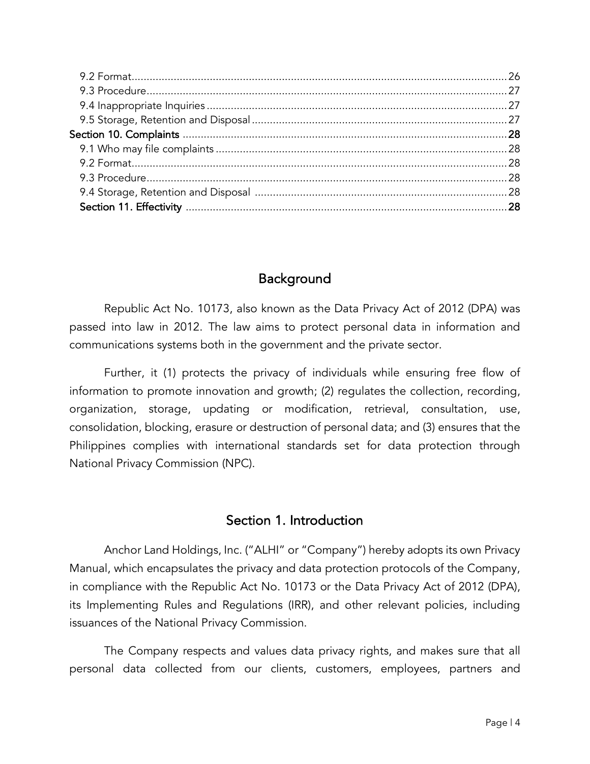9.2 Format....................................................................................................................26
9.3 Procedure..............................................................................................................27
9.4 Inappropriate Inquiries..........................................................................................27
9.5 Storage, Retention and Disposal............................................................................27
Section 10. Complaints ................................................................................................28
9.1 Who may file complaints.......................................................................................28
9.2 Format....................................................................................................................28
9.3 Procedure..............................................................................................................28
9.4 Storage, Retention and Disposal ...........................................................................28
Section 11. Effectivity ..................................................................................................28

## Background

Republic Act No. 10173, also known as the Data Privacy Act of 2012 (DPA) was passed into law in 2012. The law aims to protect personal data in information and communications systems both in the government and the private sector.

Further, it (1) protects the privacy of individuals while ensuring free flow of information to promote innovation and growth; (2) regulates the collection, recording, organization, storage, updating or modification, retrieval, consultation, use, consolidation, blocking, erasure or destruction of personal data; and (3) ensures that the Philippines complies with international standards set for data protection through National Privacy Commission (NPC).

## Section 1. Introduction

Anchor Land Holdings, Inc. ("ALHI" or "Company") hereby adopts its own Privacy Manual, which encapsulates the privacy and data protection protocols of the Company, in compliance with the Republic Act No. 10173 or the Data Privacy Act of 2012 (DPA), its Implementing Rules and Regulations (IRR), and other relevant policies, including issuances of the National Privacy Commission.

The Company respects and values data privacy rights, and makes sure that all personal data collected from our clients, customers, employees, partners and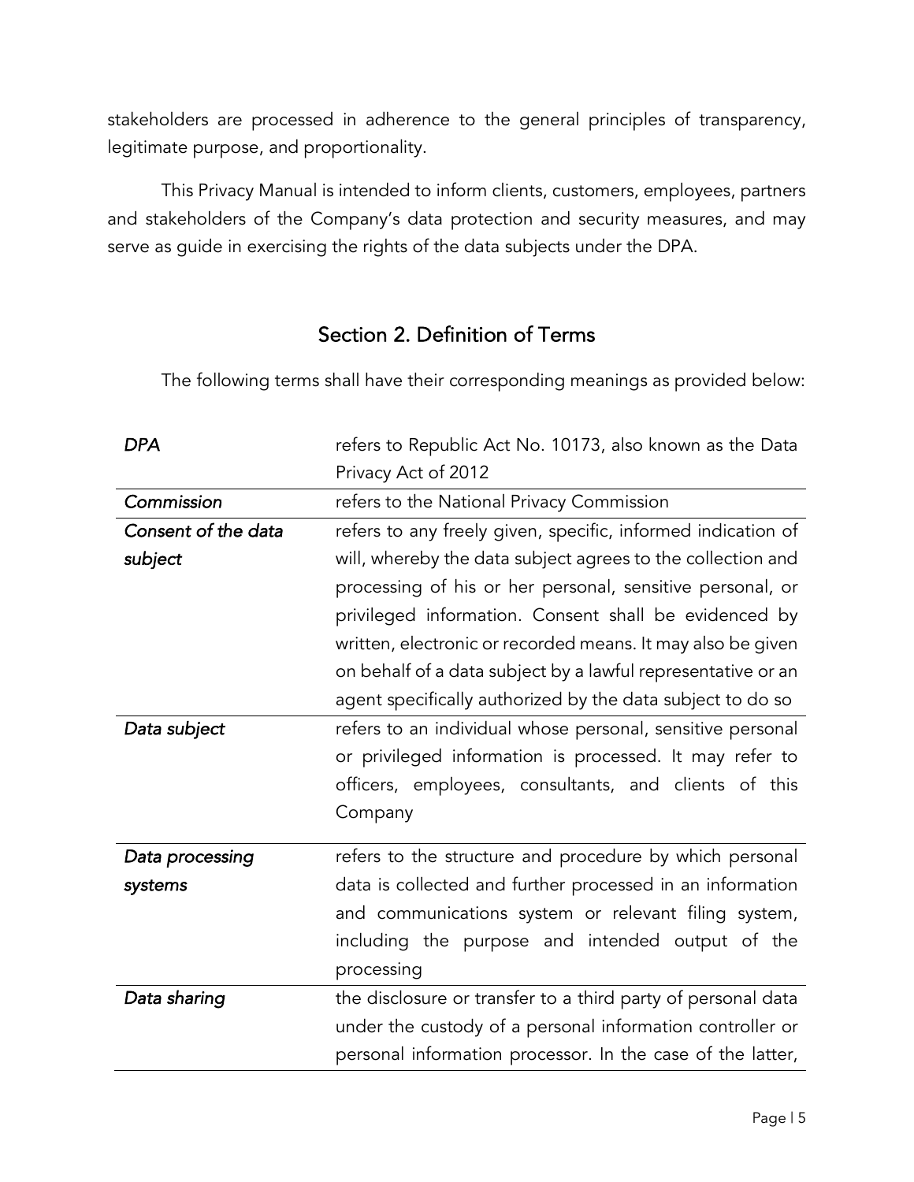stakeholders are processed in adherence to the general principles of transparency, legitimate purpose, and proportionality.

This Privacy Manual is intended to inform clients, customers, employees, partners and stakeholders of the Company's data protection and security measures, and may serve as guide in exercising the rights of the data subjects under the DPA.

## Section 2. Definition of Terms

The following terms shall have their corresponding meanings as provided below:

| | |
|---|---|
| *DPA* | refers to Republic Act No. 10173, also known as the Data Privacy Act of 2012 |
| *Commission* | refers to the National Privacy Commission |
| *Consent of the data subject* | refers to any freely given, specific, informed indication of will, whereby the data subject agrees to the collection and processing of his or her personal, sensitive personal, or privileged information. Consent shall be evidenced by written, electronic or recorded means. It may also be given on behalf of a data subject by a lawful representative or an agent specifically authorized by the data subject to do so |
| *Data subject* | refers to an individual whose personal, sensitive personal or privileged information is processed. It may refer to officers, employees, consultants, and clients of this Company |
| *Data processing systems* | refers to the structure and procedure by which personal data is collected and further processed in an information and communications system or relevant filing system, including the purpose and intended output of the processing |
| *Data sharing* | the disclosure or transfer to a third party of personal data under the custody of a personal information controller or personal information processor. In the case of the latter, |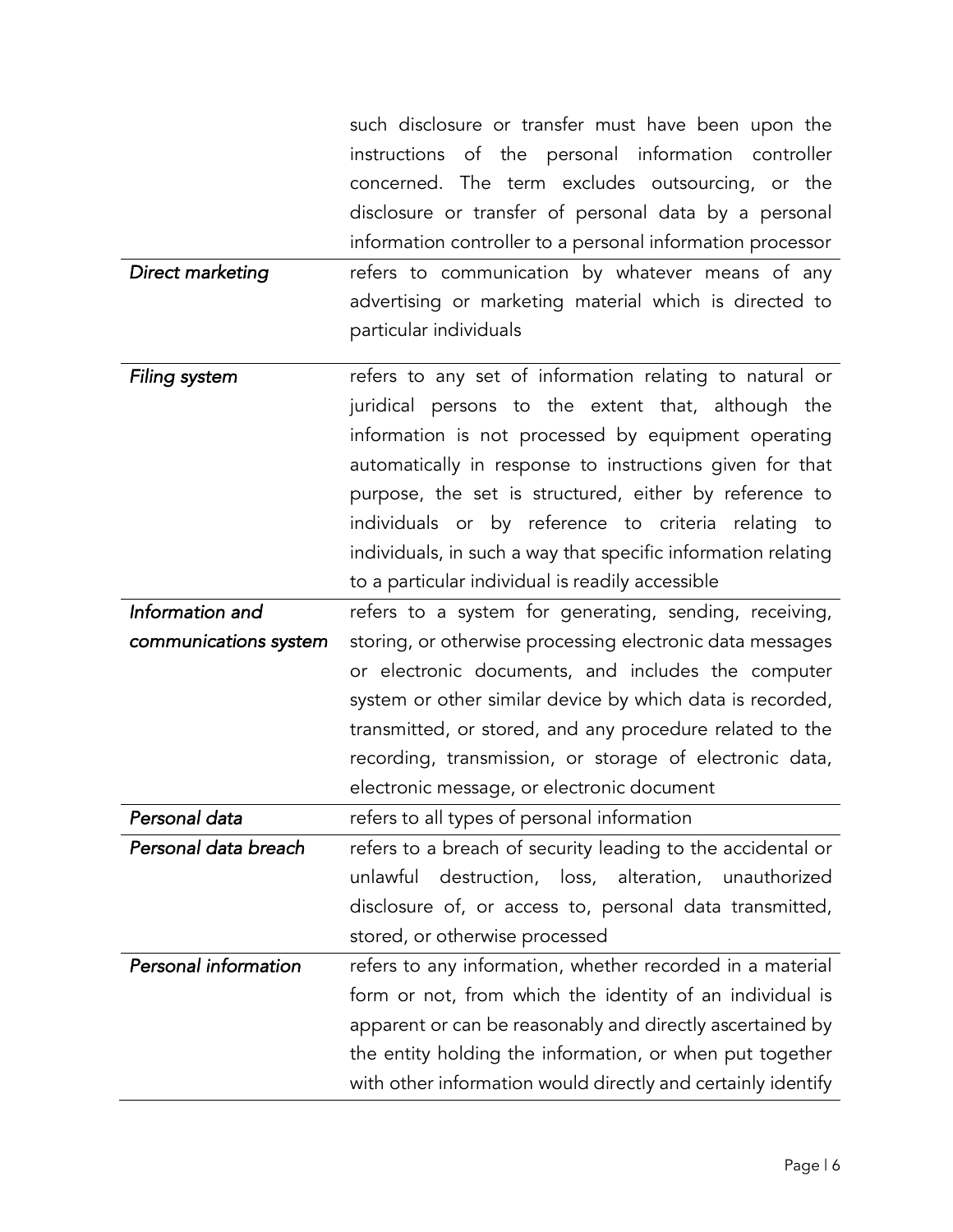| | |
|---|---|
| | such disclosure or transfer must have been upon the instructions of the personal information controller concerned. The term excludes outsourcing, or the disclosure or transfer of personal data by a personal information controller to a personal information processor |
| *Direct marketing* | refers to communication by whatever means of any advertising or marketing material which is directed to particular individuals |
| *Filing system* | refers to any set of information relating to natural or juridical persons to the extent that, although the information is not processed by equipment operating automatically in response to instructions given for that purpose, the set is structured, either by reference to individuals or by reference to criteria relating to individuals, in such a way that specific information relating to a particular individual is readily accessible |
| *Information and communications system* | refers to a system for generating, sending, receiving, storing, or otherwise processing electronic data messages or electronic documents, and includes the computer system or other similar device by which data is recorded, transmitted, or stored, and any procedure related to the recording, transmission, or storage of electronic data, electronic message, or electronic document |
| *Personal data* | refers to all types of personal information |
| *Personal data breach* | refers to a breach of security leading to the accidental or unlawful destruction, loss, alteration, unauthorized disclosure of, or access to, personal data transmitted, stored, or otherwise processed |
| *Personal information* | refers to any information, whether recorded in a material form or not, from which the identity of an individual is apparent or can be reasonably and directly ascertained by the entity holding the information, or when put together with other information would directly and certainly identify |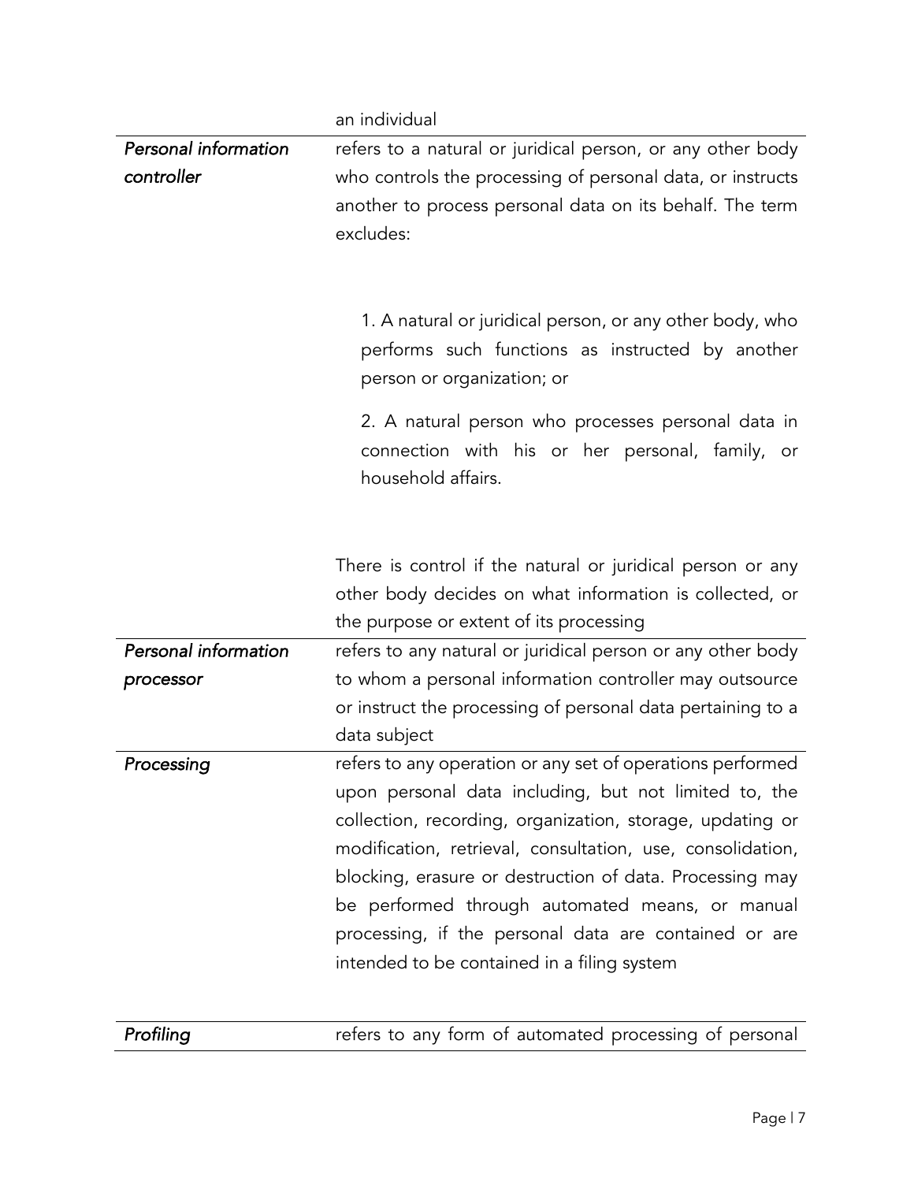| | |
|---|---|
| | an individual |
| *Personal information controller* | refers to a natural or juridical person, or any other body who controls the processing of personal data, or instructs another to process personal data on its behalf. The term excludes:<br><br>1. A natural or juridical person, or any other body, who performs such functions as instructed by another person or organization; or<br><br>2. A natural person who processes personal data in connection with his or her personal, family, or household affairs.<br><br>There is control if the natural or juridical person or any other body decides on what information is collected, or the purpose or extent of its processing |
| *Personal information processor* | refers to any natural or juridical person or any other body to whom a personal information controller may outsource or instruct the processing of personal data pertaining to a data subject |
| *Processing* | refers to any operation or any set of operations performed upon personal data including, but not limited to, the collection, recording, organization, storage, updating or modification, retrieval, consultation, use, consolidation, blocking, erasure or destruction of data. Processing may be performed through automated means, or manual processing, if the personal data are contained or are intended to be contained in a filing system |
| *Profiling* | refers to any form of automated processing of personal |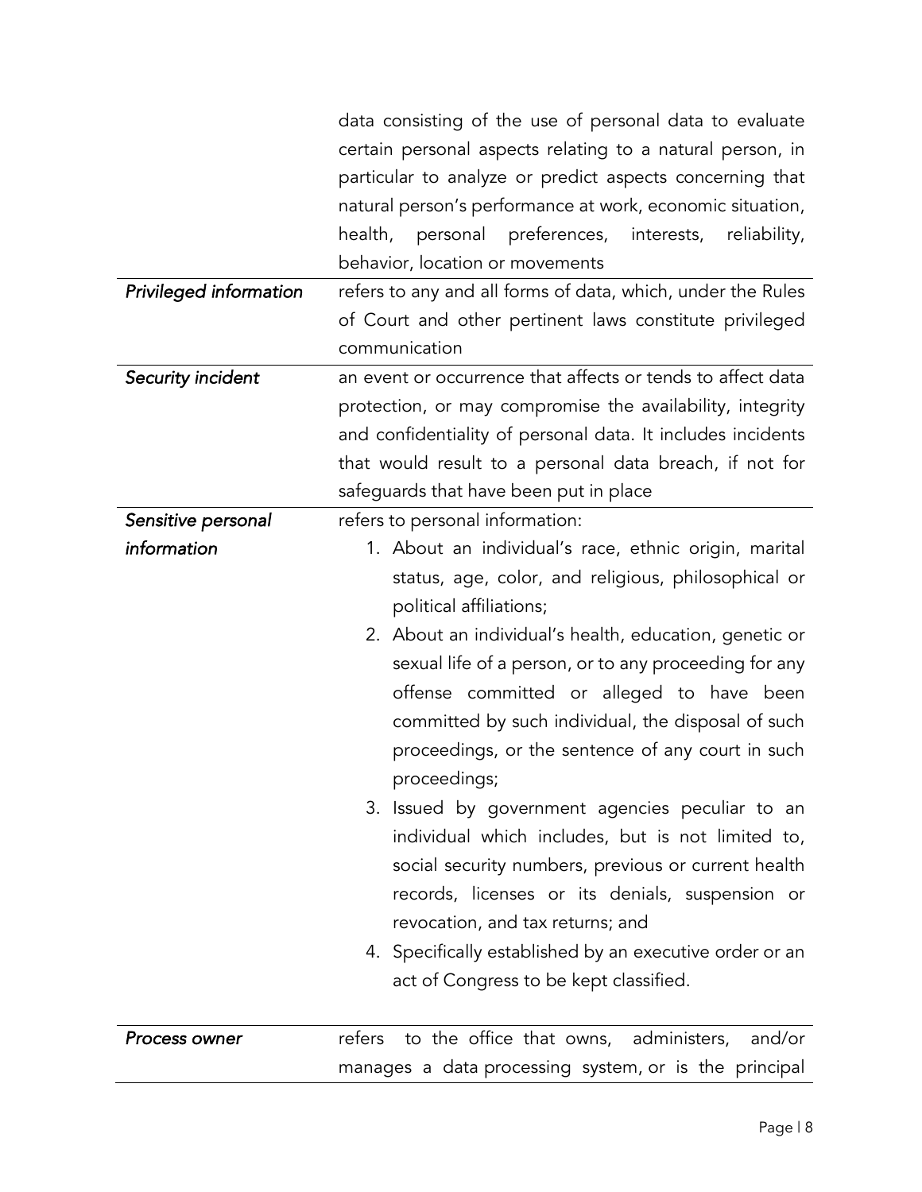| | |
|---|---|
| | data consisting of the use of personal data to evaluate certain personal aspects relating to a natural person, in particular to analyze or predict aspects concerning that natural person's performance at work, economic situation, health, personal preferences, interests, reliability, behavior, location or movements |
| *Privileged information* | refers to any and all forms of data, which, under the Rules of Court and other pertinent laws constitute privileged communication |
| *Security incident* | an event or occurrence that affects or tends to affect data protection, or may compromise the availability, integrity and confidentiality of personal data. It includes incidents that would result to a personal data breach, if not for safeguards that have been put in place |
| *Sensitive personal information* | refers to personal information:<br>1. About an individual's race, ethnic origin, marital status, age, color, and religious, philosophical or political affiliations;<br>2. About an individual's health, education, genetic or sexual life of a person, or to any proceeding for any offense committed or alleged to have been committed by such individual, the disposal of such proceedings, or the sentence of any court in such proceedings;<br>3. Issued by government agencies peculiar to an individual which includes, but is not limited to, social security numbers, previous or current health records, licenses or its denials, suspension or revocation, and tax returns; and<br>4. Specifically established by an executive order or an act of Congress to be kept classified. |
| *Process owner* | refers to the office that owns, administers, and/or manages a data processing system, or is the principal |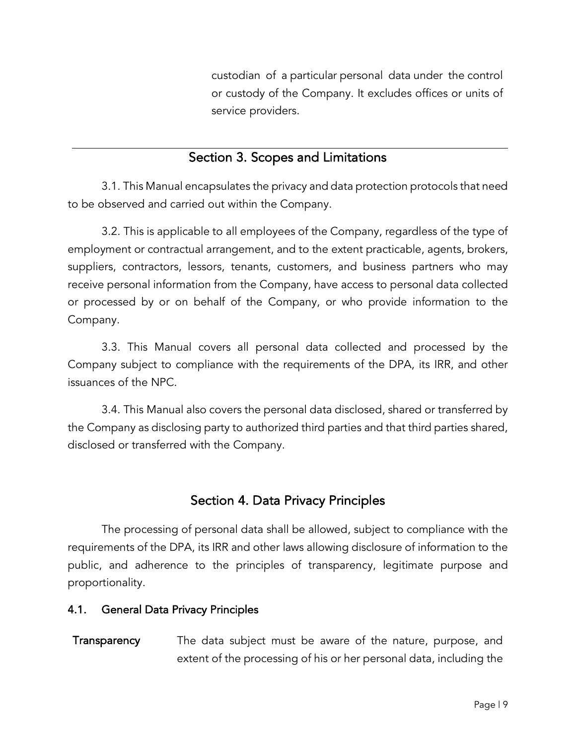custodian of a particular personal data under the control or custody of the Company. It excludes offices or units of service providers.

## Section 3. Scopes and Limitations

3.1. This Manual encapsulates the privacy and data protection protocols that need to be observed and carried out within the Company.

3.2. This is applicable to all employees of the Company, regardless of the type of employment or contractual arrangement, and to the extent practicable, agents, brokers, suppliers, contractors, lessors, tenants, customers, and business partners who may receive personal information from the Company, have access to personal data collected or processed by or on behalf of the Company, or who provide information to the Company.

3.3. This Manual covers all personal data collected and processed by the Company subject to compliance with the requirements of the DPA, its IRR, and other issuances of the NPC.

3.4. This Manual also covers the personal data disclosed, shared or transferred by the Company as disclosing party to authorized third parties and that third parties shared, disclosed or transferred with the Company.

## Section 4. Data Privacy Principles

The processing of personal data shall be allowed, subject to compliance with the requirements of the DPA, its IRR and other laws allowing disclosure of information to the public, and adherence to the principles of transparency, legitimate purpose and proportionality.

### 4.1. General Data Privacy Principles

**Transparency** The data subject must be aware of the nature, purpose, and extent of the processing of his or her personal data, including the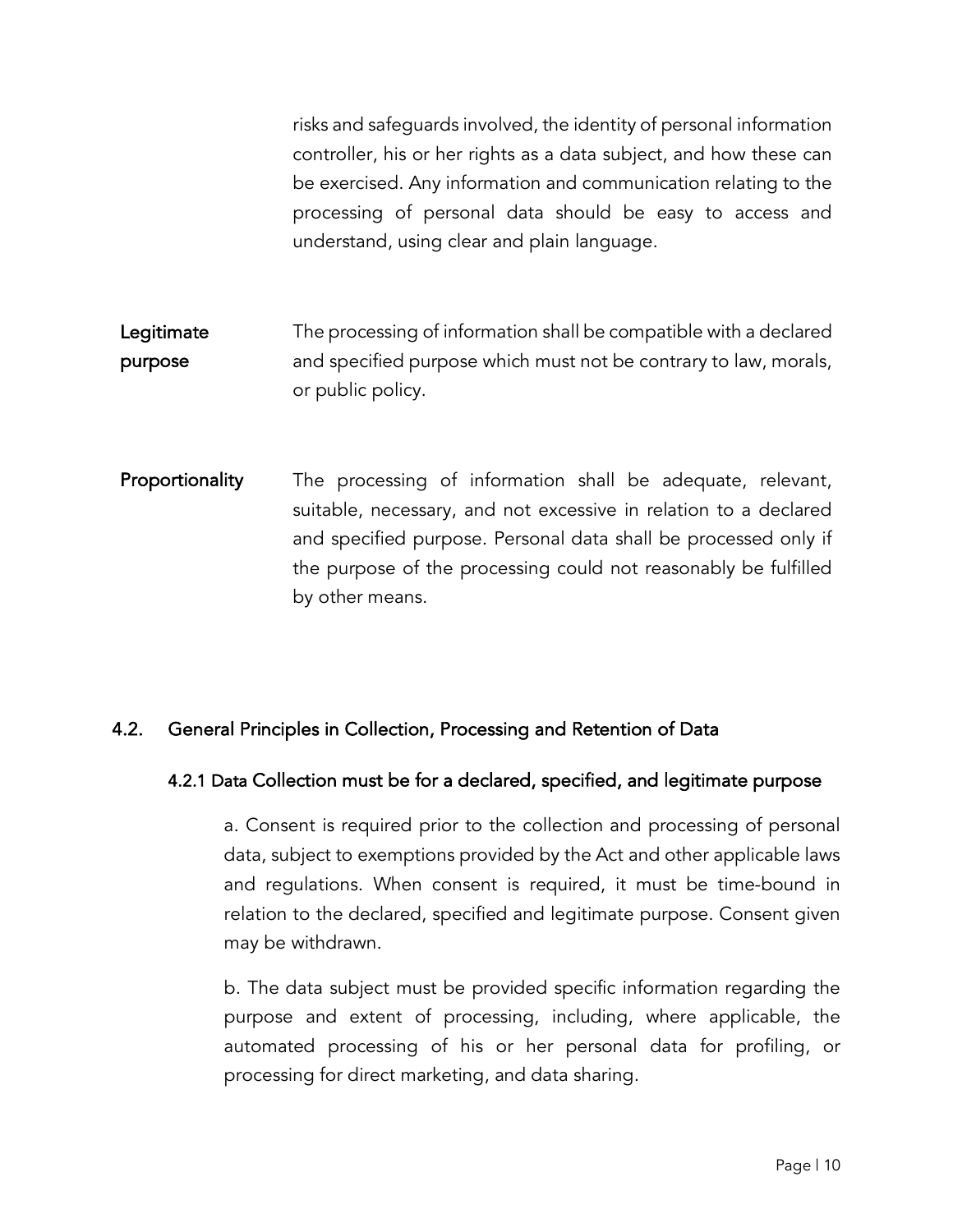risks and safeguards involved, the identity of personal information controller, his or her rights as a data subject, and how these can be exercised. Any information and communication relating to the processing of personal data should be easy to access and understand, using clear and plain language.

| | |
|---|---|
| **Legitimate purpose** | The processing of information shall be compatible with a declared and specified purpose which must not be contrary to law, morals, or public policy. |
| **Proportionality** | The processing of information shall be adequate, relevant, suitable, necessary, and not excessive in relation to a declared and specified purpose. Personal data shall be processed only if the purpose of the processing could not reasonably be fulfilled by other means. |

## 4.2. General Principles in Collection, Processing and Retention of Data

### 4.2.1 Data Collection must be for a declared, specified, and legitimate purpose

a. Consent is required prior to the collection and processing of personal data, subject to exemptions provided by the Act and other applicable laws and regulations. When consent is required, it must be time-bound in relation to the declared, specified and legitimate purpose. Consent given may be withdrawn.

b. The data subject must be provided specific information regarding the purpose and extent of processing, including, where applicable, the automated processing of his or her personal data for profiling, or processing for direct marketing, and data sharing.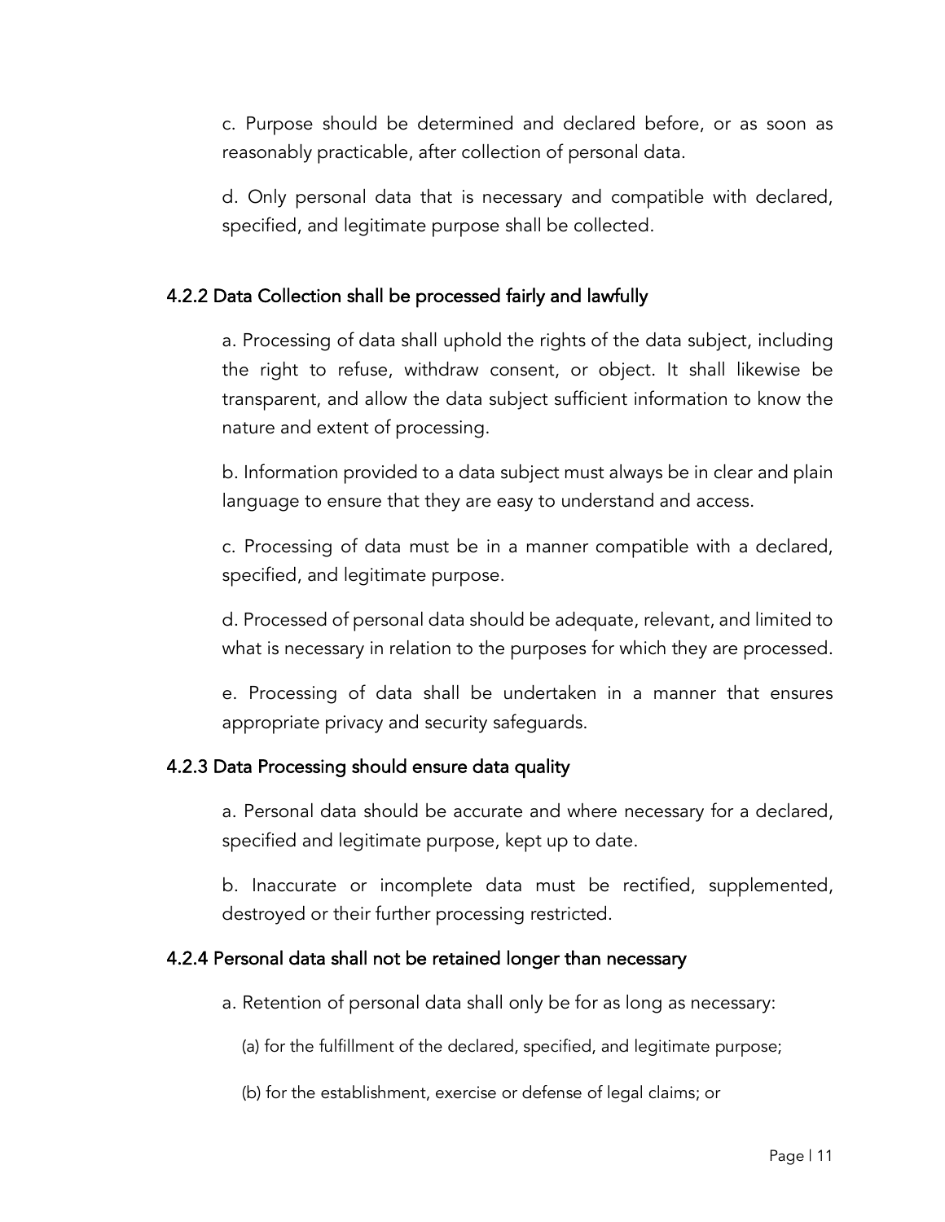c. Purpose should be determined and declared before, or as soon as reasonably practicable, after collection of personal data.

d. Only personal data that is necessary and compatible with declared, specified, and legitimate purpose shall be collected.

#### 4.2.2 Data Collection shall be processed fairly and lawfully

a. Processing of data shall uphold the rights of the data subject, including the right to refuse, withdraw consent, or object. It shall likewise be transparent, and allow the data subject sufficient information to know the nature and extent of processing.

b. Information provided to a data subject must always be in clear and plain language to ensure that they are easy to understand and access.

c. Processing of data must be in a manner compatible with a declared, specified, and legitimate purpose.

d. Processed of personal data should be adequate, relevant, and limited to what is necessary in relation to the purposes for which they are processed.

e. Processing of data shall be undertaken in a manner that ensures appropriate privacy and security safeguards.

#### 4.2.3 Data Processing should ensure data quality

a. Personal data should be accurate and where necessary for a declared, specified and legitimate purpose, kept up to date.

b. Inaccurate or incomplete data must be rectified, supplemented, destroyed or their further processing restricted.

#### 4.2.4 Personal data shall not be retained longer than necessary

a. Retention of personal data shall only be for as long as necessary:

(a) for the fulfillment of the declared, specified, and legitimate purpose;

(b) for the establishment, exercise or defense of legal claims; or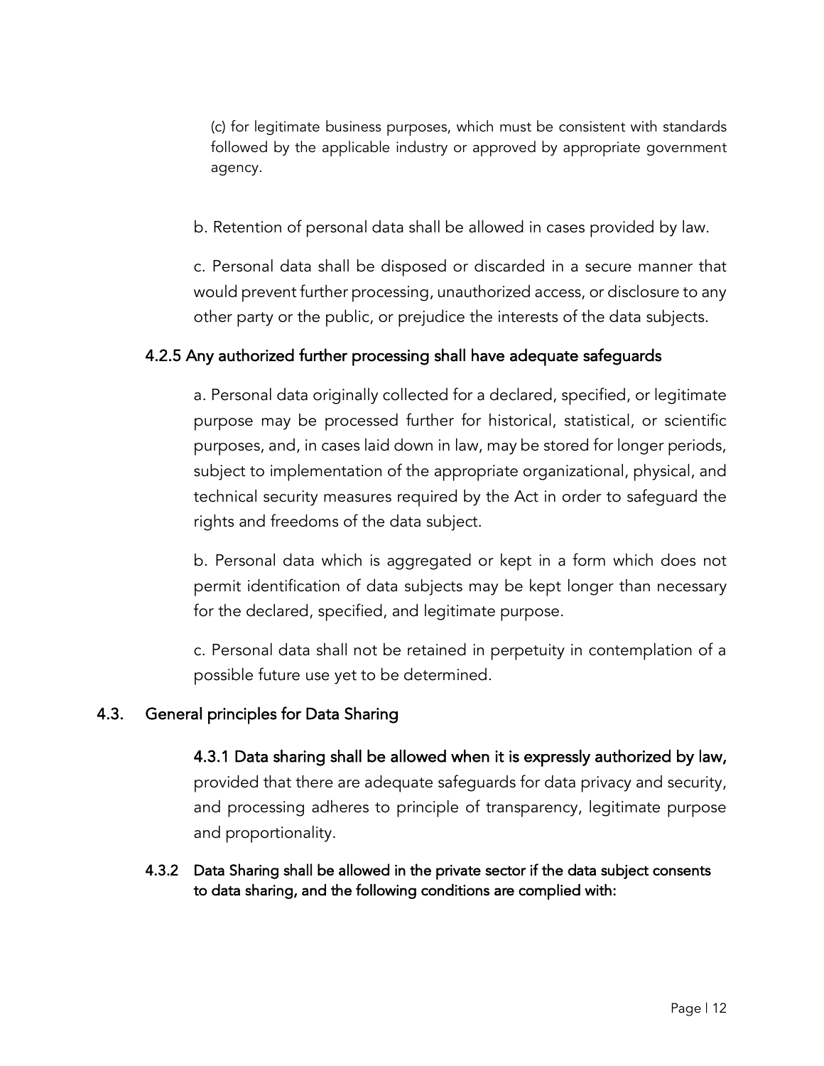(c) for legitimate business purposes, which must be consistent with standards followed by the applicable industry or approved by appropriate government agency.

b. Retention of personal data shall be allowed in cases provided by law.

c. Personal data shall be disposed or discarded in a secure manner that would prevent further processing, unauthorized access, or disclosure to any other party or the public, or prejudice the interests of the data subjects.

### 4.2.5 Any authorized further processing shall have adequate safeguards

a. Personal data originally collected for a declared, specified, or legitimate purpose may be processed further for historical, statistical, or scientific purposes, and, in cases laid down in law, may be stored for longer periods, subject to implementation of the appropriate organizational, physical, and technical security measures required by the Act in order to safeguard the rights and freedoms of the data subject.

b. Personal data which is aggregated or kept in a form which does not permit identification of data subjects may be kept longer than necessary for the declared, specified, and legitimate purpose.

c. Personal data shall not be retained in perpetuity in contemplation of a possible future use yet to be determined.

## 4.3. General principles for Data Sharing

**4.3.1 Data sharing shall be allowed when it is expressly authorized by law,** provided that there are adequate safeguards for data privacy and security, and processing adheres to principle of transparency, legitimate purpose and proportionality.

**4.3.2 Data Sharing shall be allowed in the private sector if the data subject consents to data sharing, and the following conditions are complied with:**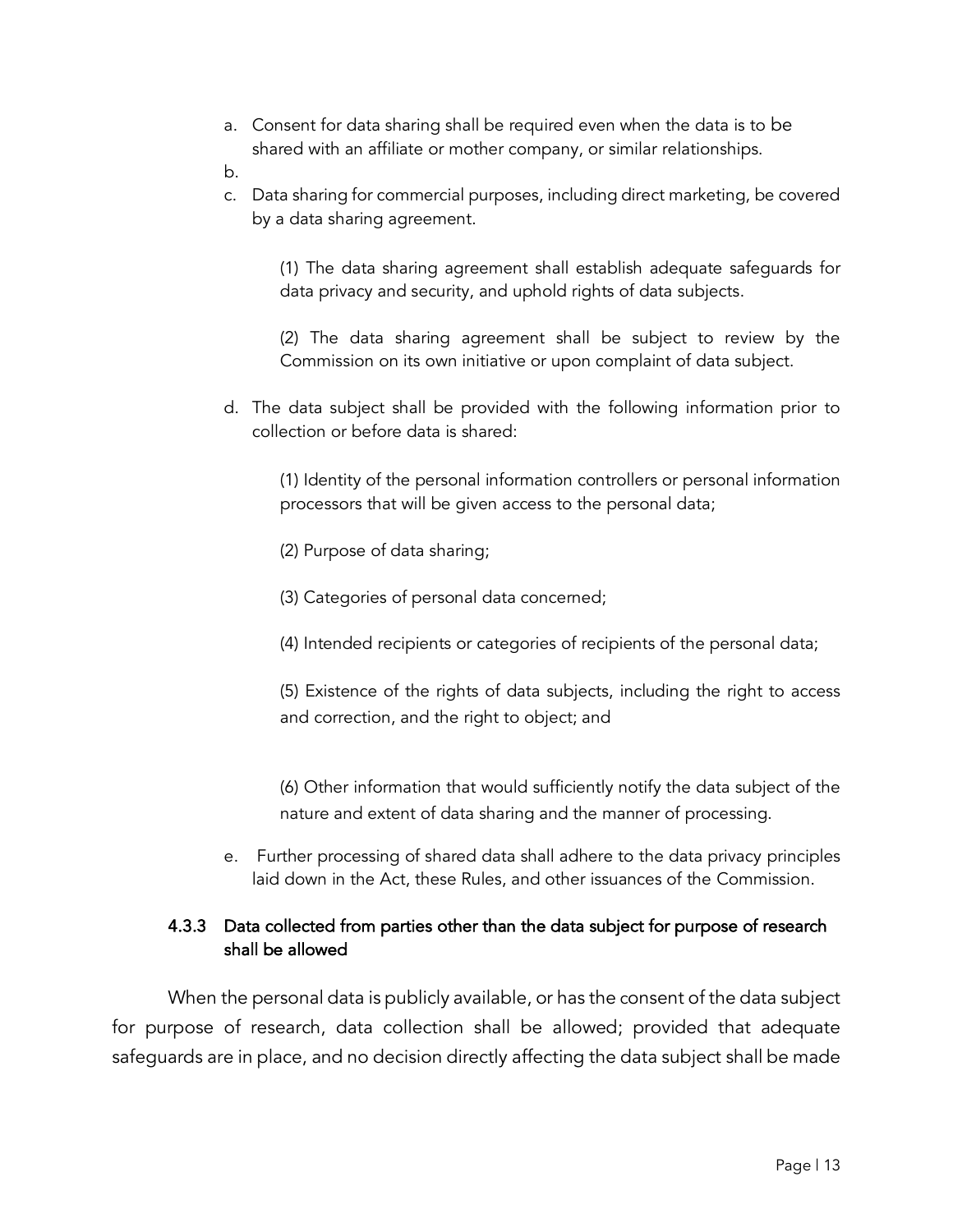a. Consent for data sharing shall be required even when the data is to be shared with an affiliate or mother company, or similar relationships.

b.

c. Data sharing for commercial purposes, including direct marketing, be covered by a data sharing agreement.

   (1) The data sharing agreement shall establish adequate safeguards for data privacy and security, and uphold rights of data subjects.

   (2) The data sharing agreement shall be subject to review by the Commission on its own initiative or upon complaint of data subject.

d. The data subject shall be provided with the following information prior to collection or before data is shared:

   (1) Identity of the personal information controllers or personal information processors that will be given access to the personal data;

   (2) Purpose of data sharing;

   (3) Categories of personal data concerned;

   (4) Intended recipients or categories of recipients of the personal data;

   (5) Existence of the rights of data subjects, including the right to access and correction, and the right to object; and

   (6) Other information that would sufficiently notify the data subject of the nature and extent of data sharing and the manner of processing.

e. Further processing of shared data shall adhere to the data privacy principles laid down in the Act, these Rules, and other issuances of the Commission.

### 4.3.3 Data collected from parties other than the data subject for purpose of research shall be allowed

When the personal data is publicly available, or has the consent of the data subject for purpose of research, data collection shall be allowed; provided that adequate safeguards are in place, and no decision directly affecting the data subject shall be made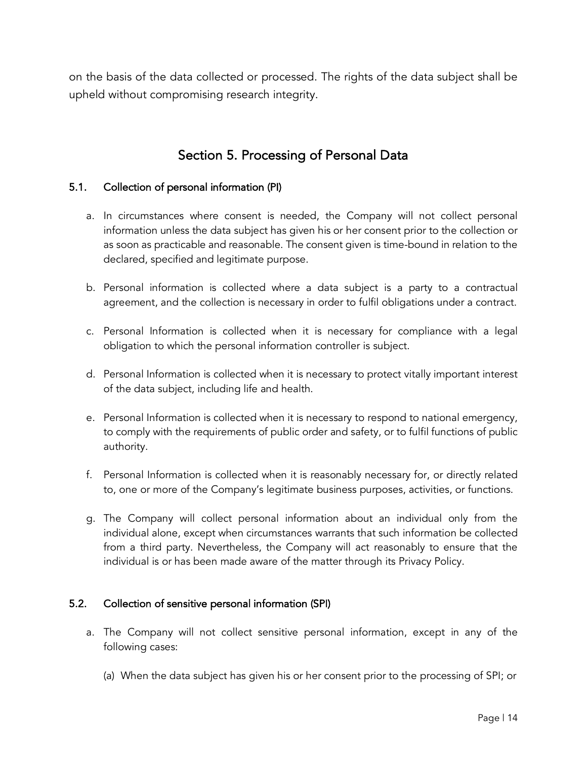on the basis of the data collected or processed. The rights of the data subject shall be upheld without compromising research integrity.

## Section 5. Processing of Personal Data

### 5.1. Collection of personal information (PI)

a. In circumstances where consent is needed, the Company will not collect personal information unless the data subject has given his or her consent prior to the collection or as soon as practicable and reasonable. The consent given is time-bound in relation to the declared, specified and legitimate purpose.

b. Personal information is collected where a data subject is a party to a contractual agreement, and the collection is necessary in order to fulfil obligations under a contract.

c. Personal Information is collected when it is necessary for compliance with a legal obligation to which the personal information controller is subject.

d. Personal Information is collected when it is necessary to protect vitally important interest of the data subject, including life and health.

e. Personal Information is collected when it is necessary to respond to national emergency, to comply with the requirements of public order and safety, or to fulfil functions of public authority.

f. Personal Information is collected when it is reasonably necessary for, or directly related to, one or more of the Company's legitimate business purposes, activities, or functions.

g. The Company will collect personal information about an individual only from the individual alone, except when circumstances warrants that such information be collected from a third party. Nevertheless, the Company will act reasonably to ensure that the individual is or has been made aware of the matter through its Privacy Policy.

### 5.2. Collection of sensitive personal information (SPI)

a. The Company will not collect sensitive personal information, except in any of the following cases:

   (a) When the data subject has given his or her consent prior to the processing of SPI; or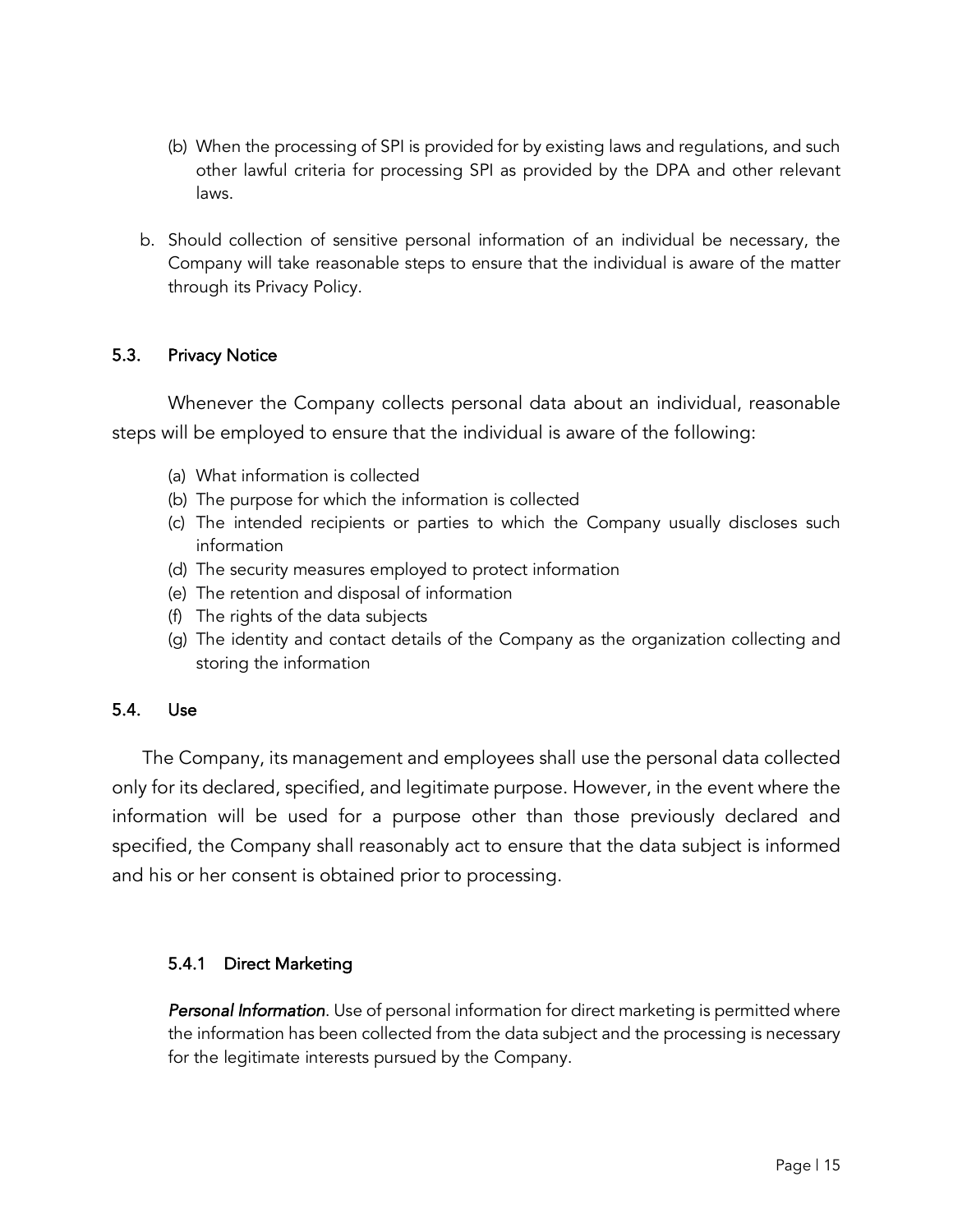(b) When the processing of SPI is provided for by existing laws and regulations, and such other lawful criteria for processing SPI as provided by the DPA and other relevant laws.

b. Should collection of sensitive personal information of an individual be necessary, the Company will take reasonable steps to ensure that the individual is aware of the matter through its Privacy Policy.

### 5.3. Privacy Notice

Whenever the Company collects personal data about an individual, reasonable steps will be employed to ensure that the individual is aware of the following:

(a) What information is collected
(b) The purpose for which the information is collected
(c) The intended recipients or parties to which the Company usually discloses such information
(d) The security measures employed to protect information
(e) The retention and disposal of information
(f) The rights of the data subjects
(g) The identity and contact details of the Company as the organization collecting and storing the information

### 5.4. Use

The Company, its management and employees shall use the personal data collected only for its declared, specified, and legitimate purpose. However, in the event where the information will be used for a purpose other than those previously declared and specified, the Company shall reasonably act to ensure that the data subject is informed and his or her consent is obtained prior to processing.

#### 5.4.1 Direct Marketing

***Personal Information***. Use of personal information for direct marketing is permitted where the information has been collected from the data subject and the processing is necessary for the legitimate interests pursued by the Company.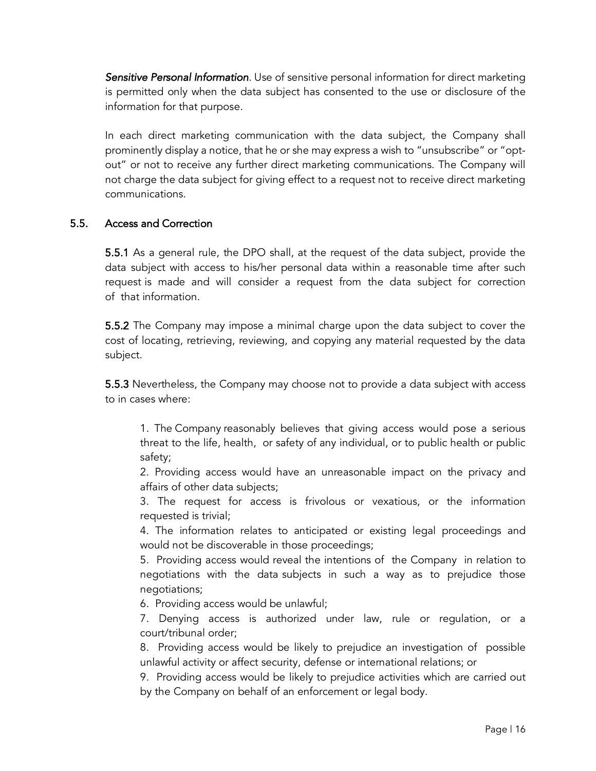***Sensitive Personal Information***. Use of sensitive personal information for direct marketing is permitted only when the data subject has consented to the use or disclosure of the information for that purpose.

In each direct marketing communication with the data subject, the Company shall prominently display a notice, that he or she may express a wish to "unsubscribe" or "opt-out" or not to receive any further direct marketing communications. The Company will not charge the data subject for giving effect to a request not to receive direct marketing communications.

### 5.5. Access and Correction

**5.5.1** As a general rule, the DPO shall, at the request of the data subject, provide the data subject with access to his/her personal data within a reasonable time after such request is made and will consider a request from the data subject for correction of that information.

**5.5.2** The Company may impose a minimal charge upon the data subject to cover the cost of locating, retrieving, reviewing, and copying any material requested by the data subject.

**5.5.3** Nevertheless, the Company may choose not to provide a data subject with access to in cases where:

1. The Company reasonably believes that giving access would pose a serious threat to the life, health, or safety of any individual, or to public health or public safety;
2. Providing access would have an unreasonable impact on the privacy and affairs of other data subjects;
3. The request for access is frivolous or vexatious, or the information requested is trivial;
4. The information relates to anticipated or existing legal proceedings and would not be discoverable in those proceedings;
5. Providing access would reveal the intentions of the Company in relation to negotiations with the data subjects in such a way as to prejudice those negotiations;
6. Providing access would be unlawful;
7. Denying access is authorized under law, rule or regulation, or a court/tribunal order;
8. Providing access would be likely to prejudice an investigation of possible unlawful activity or affect security, defense or international relations; or
9. Providing access would be likely to prejudice activities which are carried out by the Company on behalf of an enforcement or legal body.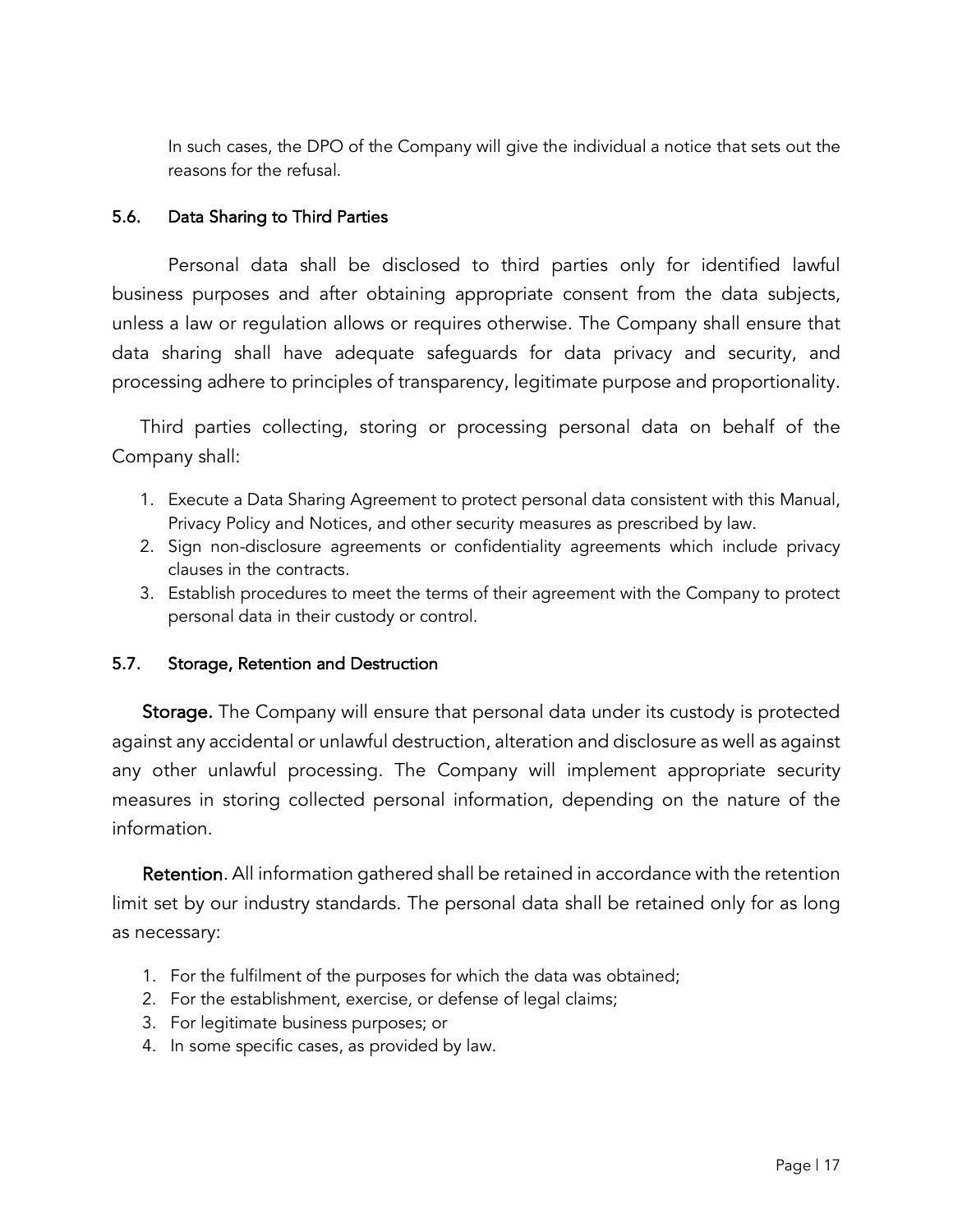In such cases, the DPO of the Company will give the individual a notice that sets out the reasons for the refusal.

### 5.6. Data Sharing to Third Parties

Personal data shall be disclosed to third parties only for identified lawful business purposes and after obtaining appropriate consent from the data subjects, unless a law or regulation allows or requires otherwise. The Company shall ensure that data sharing shall have adequate safeguards for data privacy and security, and processing adhere to principles of transparency, legitimate purpose and proportionality.

Third parties collecting, storing or processing personal data on behalf of the Company shall:

1. Execute a Data Sharing Agreement to protect personal data consistent with this Manual, Privacy Policy and Notices, and other security measures as prescribed by law.
2. Sign non-disclosure agreements or confidentiality agreements which include privacy clauses in the contracts.
3. Establish procedures to meet the terms of their agreement with the Company to protect personal data in their custody or control.

### 5.7. Storage, Retention and Destruction

**Storage.** The Company will ensure that personal data under its custody is protected against any accidental or unlawful destruction, alteration and disclosure as well as against any other unlawful processing. The Company will implement appropriate security measures in storing collected personal information, depending on the nature of the information.

**Retention**. All information gathered shall be retained in accordance with the retention limit set by our industry standards. The personal data shall be retained only for as long as necessary:

1. For the fulfilment of the purposes for which the data was obtained;
2. For the establishment, exercise, or defense of legal claims;
3. For legitimate business purposes; or
4. In some specific cases, as provided by law.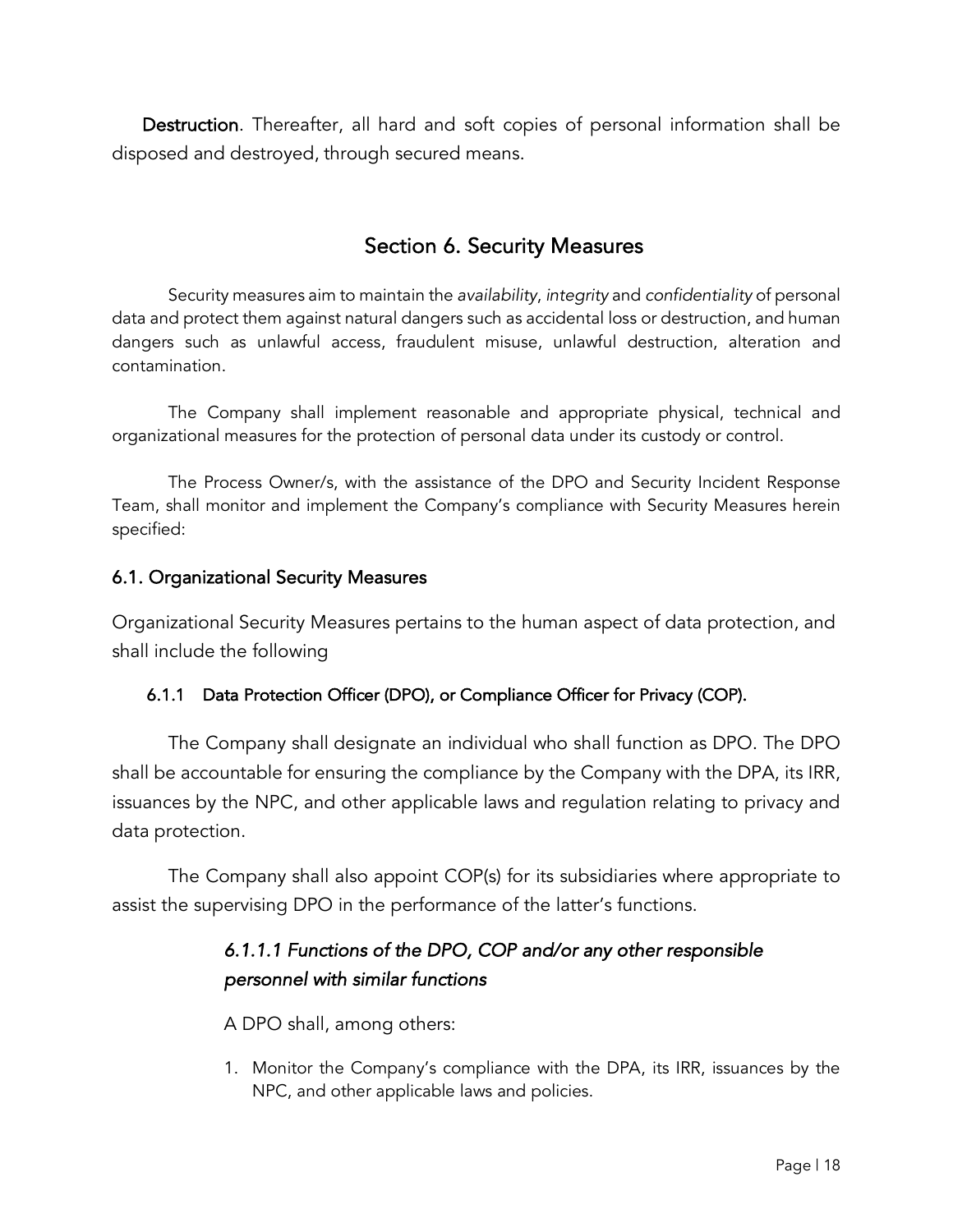**Destruction**. Thereafter, all hard and soft copies of personal information shall be disposed and destroyed, through secured means.

## Section 6. Security Measures

Security measures aim to maintain the *availability*, *integrity* and *confidentiality* of personal data and protect them against natural dangers such as accidental loss or destruction, and human dangers such as unlawful access, fraudulent misuse, unlawful destruction, alteration and contamination.

The Company shall implement reasonable and appropriate physical, technical and organizational measures for the protection of personal data under its custody or control.

The Process Owner/s, with the assistance of the DPO and Security Incident Response Team, shall monitor and implement the Company's compliance with Security Measures herein specified:

### 6.1. Organizational Security Measures

Organizational Security Measures pertains to the human aspect of data protection, and shall include the following

#### 6.1.1 Data Protection Officer (DPO), or Compliance Officer for Privacy (COP).

The Company shall designate an individual who shall function as DPO. The DPO shall be accountable for ensuring the compliance by the Company with the DPA, its IRR, issuances by the NPC, and other applicable laws and regulation relating to privacy and data protection.

The Company shall also appoint COP(s) for its subsidiaries where appropriate to assist the supervising DPO in the performance of the latter's functions.

##### *6.1.1.1 Functions of the DPO, COP and/or any other responsible personnel with similar functions*

A DPO shall, among others:

1. Monitor the Company's compliance with the DPA, its IRR, issuances by the NPC, and other applicable laws and policies.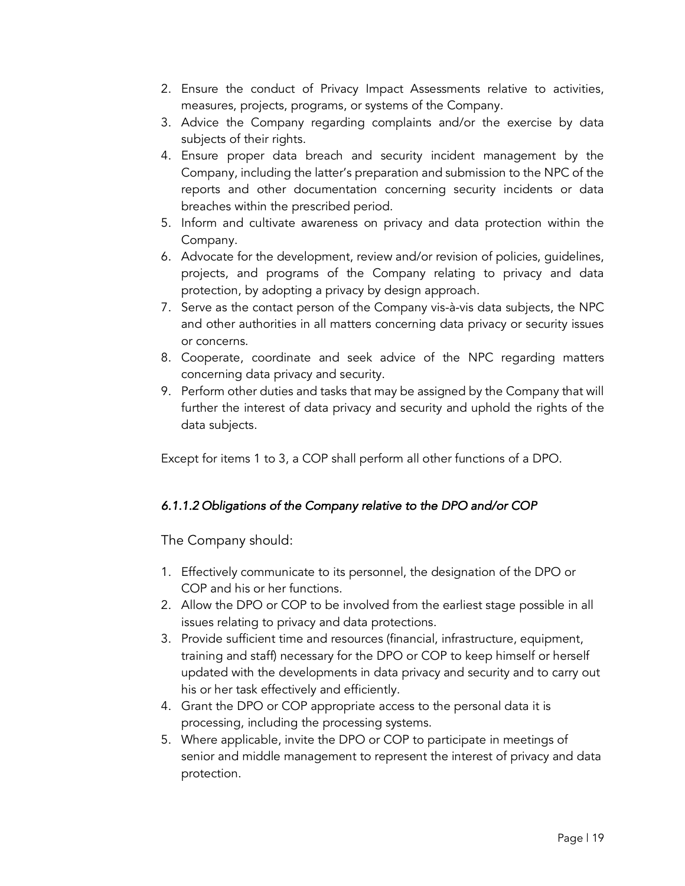2. Ensure the conduct of Privacy Impact Assessments relative to activities, measures, projects, programs, or systems of the Company.
3. Advice the Company regarding complaints and/or the exercise by data subjects of their rights.
4. Ensure proper data breach and security incident management by the Company, including the latter's preparation and submission to the NPC of the reports and other documentation concerning security incidents or data breaches within the prescribed period.
5. Inform and cultivate awareness on privacy and data protection within the Company.
6. Advocate for the development, review and/or revision of policies, guidelines, projects, and programs of the Company relating to privacy and data protection, by adopting a privacy by design approach.
7. Serve as the contact person of the Company vis-à-vis data subjects, the NPC and other authorities in all matters concerning data privacy or security issues or concerns.
8. Cooperate, coordinate and seek advice of the NPC regarding matters concerning data privacy and security.
9. Perform other duties and tasks that may be assigned by the Company that will further the interest of data privacy and security and uphold the rights of the data subjects.

Except for items 1 to 3, a COP shall perform all other functions of a DPO.

#### *6.1.1.2 Obligations of the Company relative to the DPO and/or COP*

The Company should:

1. Effectively communicate to its personnel, the designation of the DPO or COP and his or her functions.
2. Allow the DPO or COP to be involved from the earliest stage possible in all issues relating to privacy and data protections.
3. Provide sufficient time and resources (financial, infrastructure, equipment, training and staff) necessary for the DPO or COP to keep himself or herself updated with the developments in data privacy and security and to carry out his or her task effectively and efficiently.
4. Grant the DPO or COP appropriate access to the personal data it is processing, including the processing systems.
5. Where applicable, invite the DPO or COP to participate in meetings of senior and middle management to represent the interest of privacy and data protection.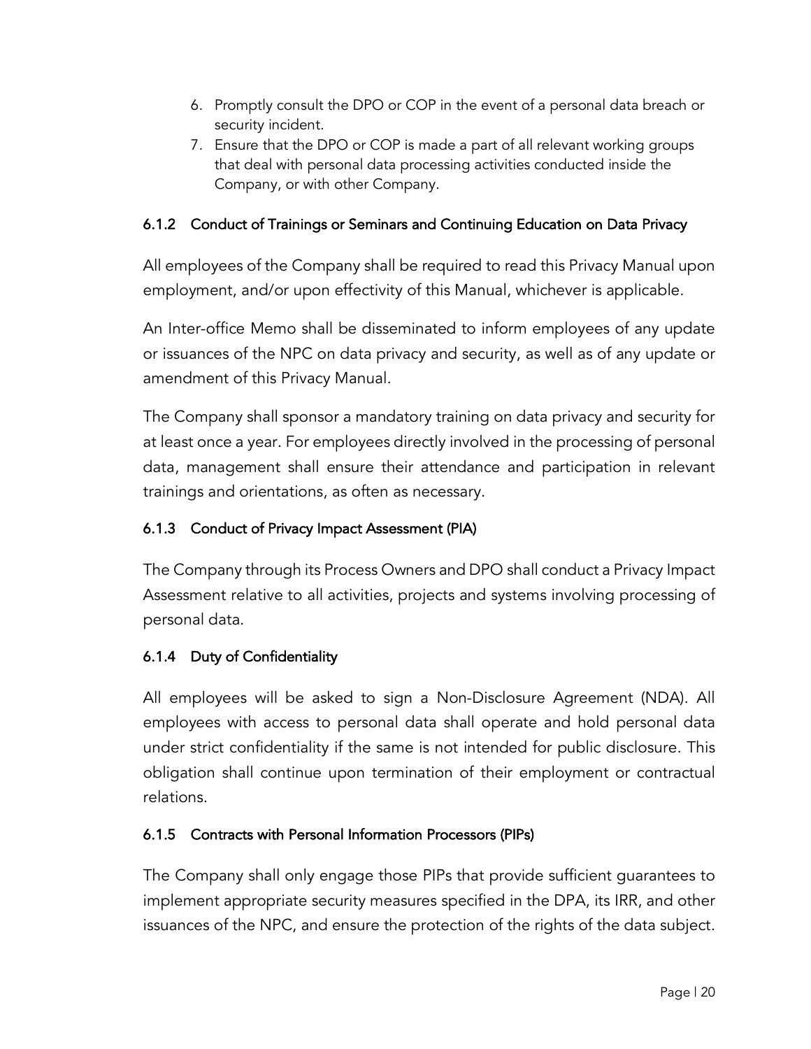6. Promptly consult the DPO or COP in the event of a personal data breach or security incident.
7. Ensure that the DPO or COP is made a part of all relevant working groups that deal with personal data processing activities conducted inside the Company, or with other Company.

#### 6.1.2 Conduct of Trainings or Seminars and Continuing Education on Data Privacy

All employees of the Company shall be required to read this Privacy Manual upon employment, and/or upon effectivity of this Manual, whichever is applicable.

An Inter-office Memo shall be disseminated to inform employees of any update or issuances of the NPC on data privacy and security, as well as of any update or amendment of this Privacy Manual.

The Company shall sponsor a mandatory training on data privacy and security for at least once a year. For employees directly involved in the processing of personal data, management shall ensure their attendance and participation in relevant trainings and orientations, as often as necessary.

#### 6.1.3 Conduct of Privacy Impact Assessment (PIA)

The Company through its Process Owners and DPO shall conduct a Privacy Impact Assessment relative to all activities, projects and systems involving processing of personal data.

#### 6.1.4 Duty of Confidentiality

All employees will be asked to sign a Non-Disclosure Agreement (NDA). All employees with access to personal data shall operate and hold personal data under strict confidentiality if the same is not intended for public disclosure. This obligation shall continue upon termination of their employment or contractual relations.

#### 6.1.5 Contracts with Personal Information Processors (PIPs)

The Company shall only engage those PIPs that provide sufficient guarantees to implement appropriate security measures specified in the DPA, its IRR, and other issuances of the NPC, and ensure the protection of the rights of the data subject.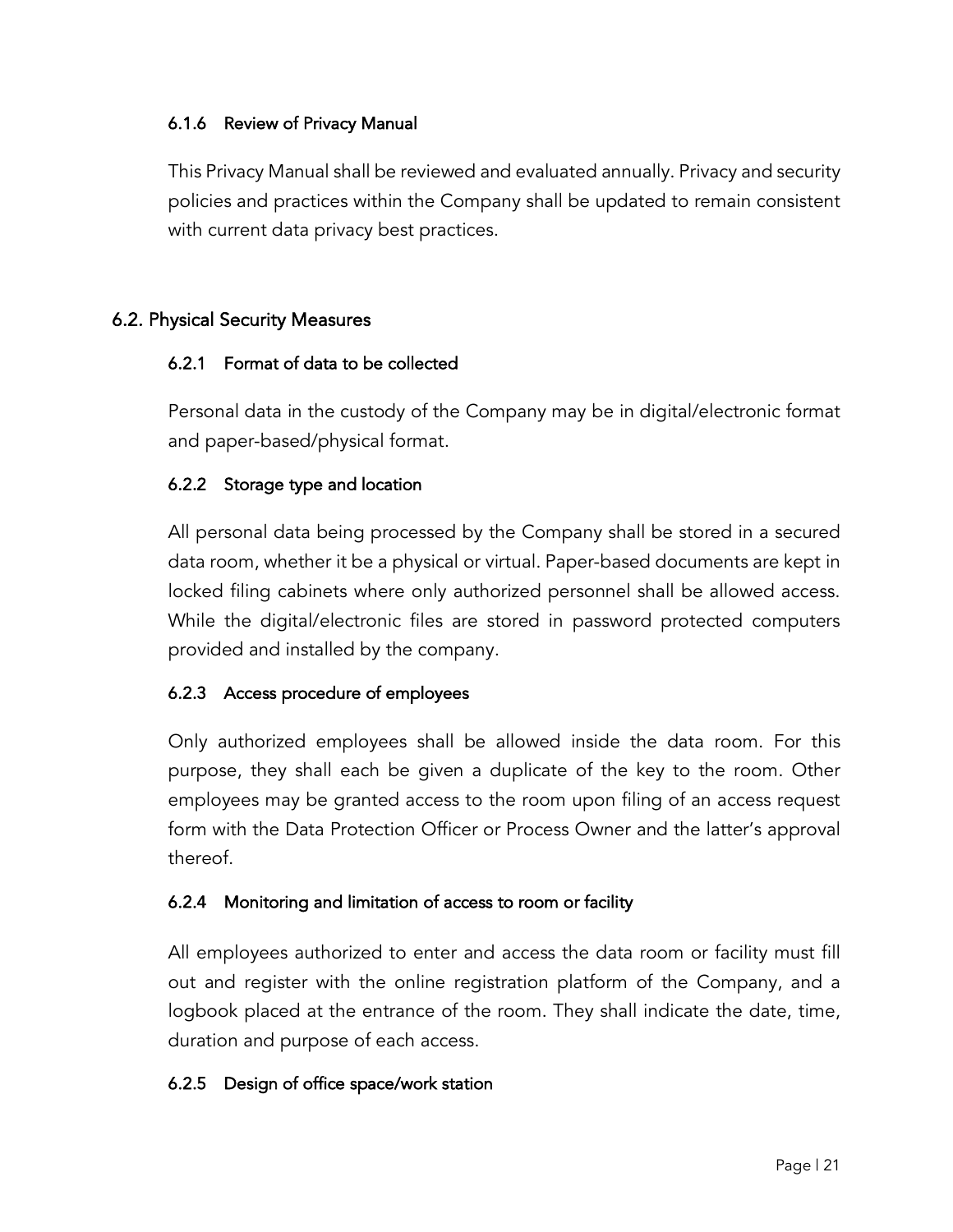#### 6.1.6 Review of Privacy Manual

This Privacy Manual shall be reviewed and evaluated annually. Privacy and security policies and practices within the Company shall be updated to remain consistent with current data privacy best practices.

### 6.2. Physical Security Measures

#### 6.2.1 Format of data to be collected

Personal data in the custody of the Company may be in digital/electronic format and paper-based/physical format.

#### 6.2.2 Storage type and location

All personal data being processed by the Company shall be stored in a secured data room, whether it be a physical or virtual. Paper-based documents are kept in locked filing cabinets where only authorized personnel shall be allowed access. While the digital/electronic files are stored in password protected computers provided and installed by the company.

#### 6.2.3 Access procedure of employees

Only authorized employees shall be allowed inside the data room. For this purpose, they shall each be given a duplicate of the key to the room. Other employees may be granted access to the room upon filing of an access request form with the Data Protection Officer or Process Owner and the latter's approval thereof.

#### 6.2.4 Monitoring and limitation of access to room or facility

All employees authorized to enter and access the data room or facility must fill out and register with the online registration platform of the Company, and a logbook placed at the entrance of the room. They shall indicate the date, time, duration and purpose of each access.

#### 6.2.5 Design of office space/work station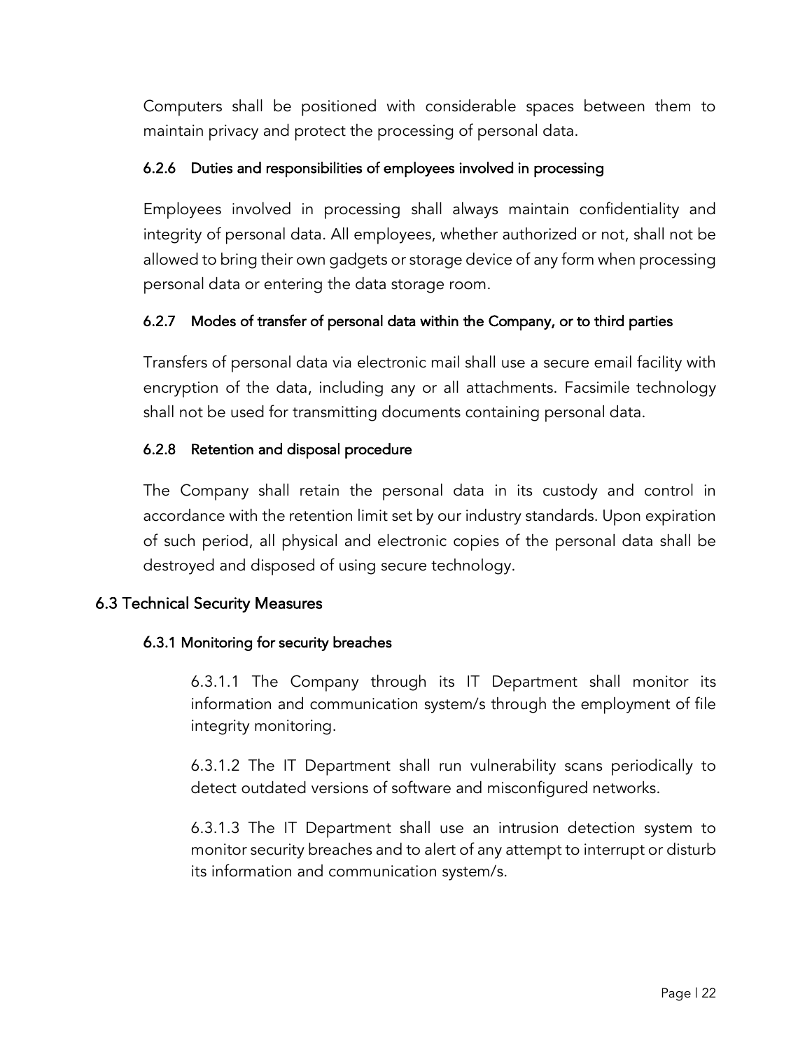Computers shall be positioned with considerable spaces between them to maintain privacy and protect the processing of personal data.

#### 6.2.6 Duties and responsibilities of employees involved in processing

Employees involved in processing shall always maintain confidentiality and integrity of personal data. All employees, whether authorized or not, shall not be allowed to bring their own gadgets or storage device of any form when processing personal data or entering the data storage room.

#### 6.2.7 Modes of transfer of personal data within the Company, or to third parties

Transfers of personal data via electronic mail shall use a secure email facility with encryption of the data, including any or all attachments. Facsimile technology shall not be used for transmitting documents containing personal data.

#### 6.2.8 Retention and disposal procedure

The Company shall retain the personal data in its custody and control in accordance with the retention limit set by our industry standards. Upon expiration of such period, all physical and electronic copies of the personal data shall be destroyed and disposed of using secure technology.

### 6.3 Technical Security Measures

#### 6.3.1 Monitoring for security breaches

6.3.1.1 The Company through its IT Department shall monitor its information and communication system/s through the employment of file integrity monitoring.

6.3.1.2 The IT Department shall run vulnerability scans periodically to detect outdated versions of software and misconfigured networks.

6.3.1.3 The IT Department shall use an intrusion detection system to monitor security breaches and to alert of any attempt to interrupt or disturb its information and communication system/s.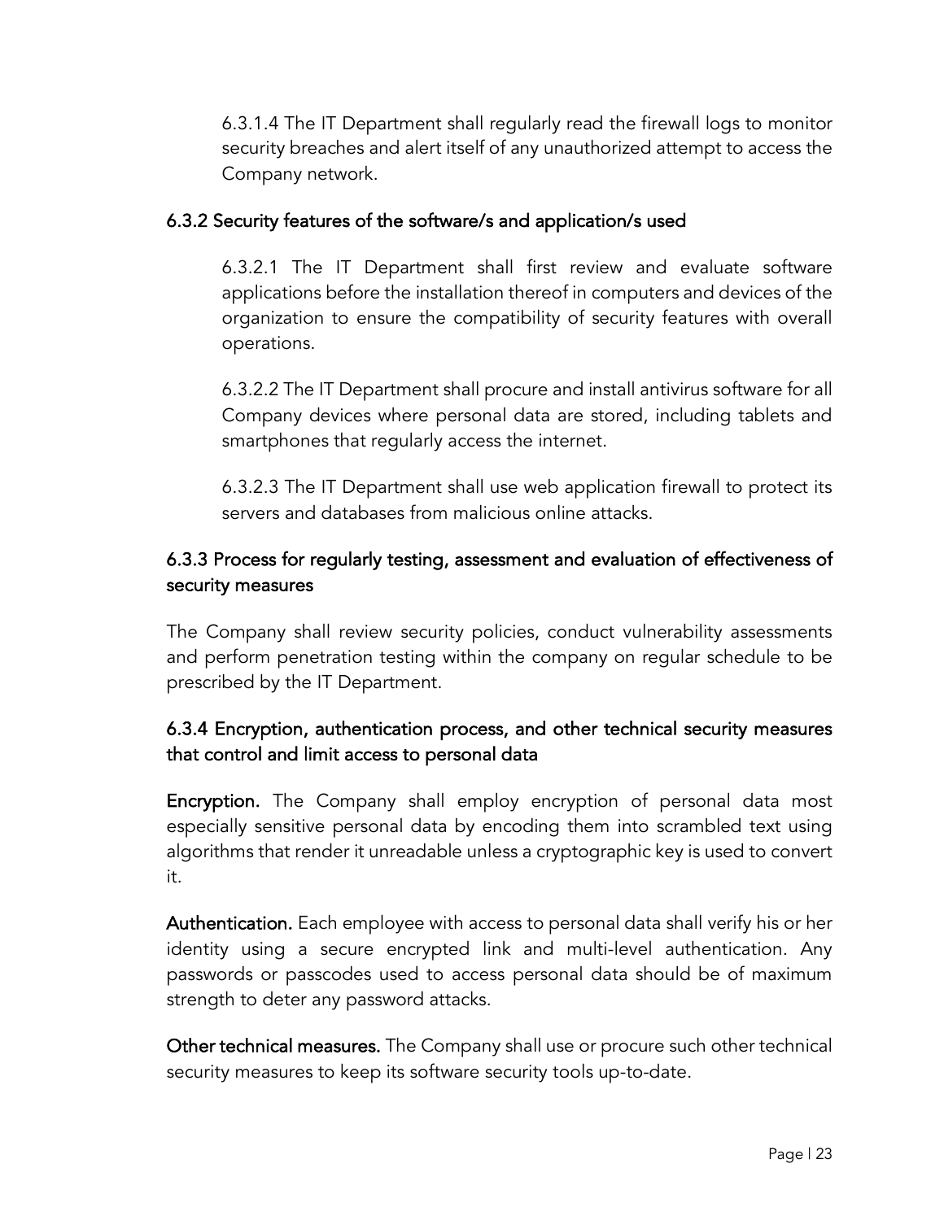6.3.1.4 The IT Department shall regularly read the firewall logs to monitor security breaches and alert itself of any unauthorized attempt to access the Company network.

### 6.3.2 Security features of the software/s and application/s used

6.3.2.1 The IT Department shall first review and evaluate software applications before the installation thereof in computers and devices of the organization to ensure the compatibility of security features with overall operations.

6.3.2.2 The IT Department shall procure and install antivirus software for all Company devices where personal data are stored, including tablets and smartphones that regularly access the internet.

6.3.2.3 The IT Department shall use web application firewall to protect its servers and databases from malicious online attacks.

### 6.3.3 Process for regularly testing, assessment and evaluation of effectiveness of security measures

The Company shall review security policies, conduct vulnerability assessments and perform penetration testing within the company on regular schedule to be prescribed by the IT Department.

### 6.3.4 Encryption, authentication process, and other technical security measures that control and limit access to personal data

**Encryption.** The Company shall employ encryption of personal data most especially sensitive personal data by encoding them into scrambled text using algorithms that render it unreadable unless a cryptographic key is used to convert it.

**Authentication.** Each employee with access to personal data shall verify his or her identity using a secure encrypted link and multi-level authentication. Any passwords or passcodes used to access personal data should be of maximum strength to deter any password attacks.

**Other technical measures.** The Company shall use or procure such other technical security measures to keep its software security tools up-to-date.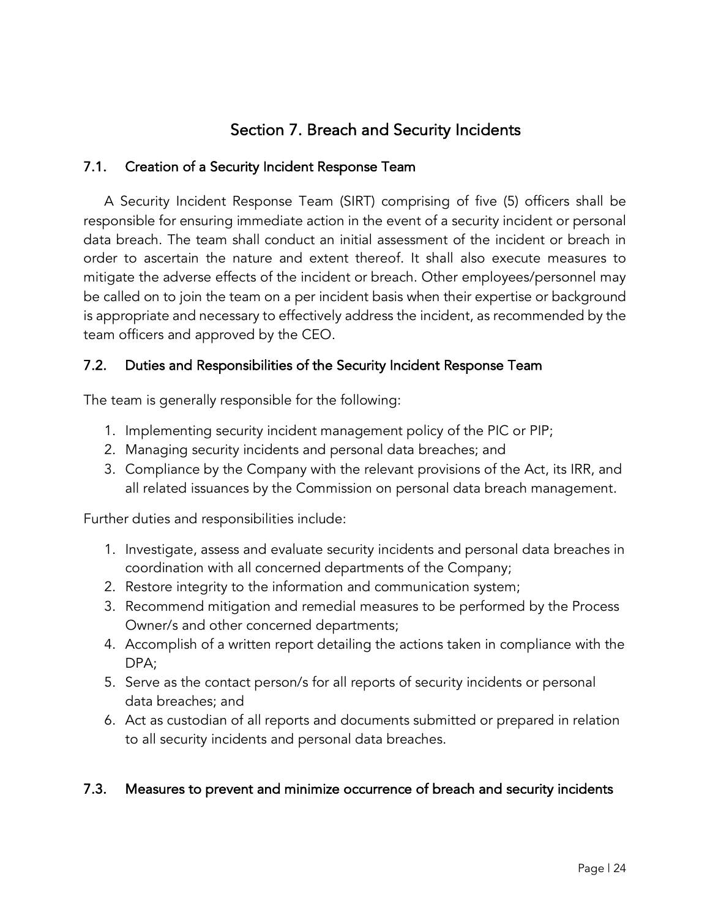# Section 7. Breach and Security Incidents

## 7.1. Creation of a Security Incident Response Team

A Security Incident Response Team (SIRT) comprising of five (5) officers shall be responsible for ensuring immediate action in the event of a security incident or personal data breach. The team shall conduct an initial assessment of the incident or breach in order to ascertain the nature and extent thereof. It shall also execute measures to mitigate the adverse effects of the incident or breach. Other employees/personnel may be called on to join the team on a per incident basis when their expertise or background is appropriate and necessary to effectively address the incident, as recommended by the team officers and approved by the CEO.

## 7.2. Duties and Responsibilities of the Security Incident Response Team

The team is generally responsible for the following:

1. Implementing security incident management policy of the PIC or PIP;
2. Managing security incidents and personal data breaches; and
3. Compliance by the Company with the relevant provisions of the Act, its IRR, and all related issuances by the Commission on personal data breach management.

Further duties and responsibilities include:

1. Investigate, assess and evaluate security incidents and personal data breaches in coordination with all concerned departments of the Company;
2. Restore integrity to the information and communication system;
3. Recommend mitigation and remedial measures to be performed by the Process Owner/s and other concerned departments;
4. Accomplish of a written report detailing the actions taken in compliance with the DPA;
5. Serve as the contact person/s for all reports of security incidents or personal data breaches; and
6. Act as custodian of all reports and documents submitted or prepared in relation to all security incidents and personal data breaches.

## 7.3. Measures to prevent and minimize occurrence of breach and security incidents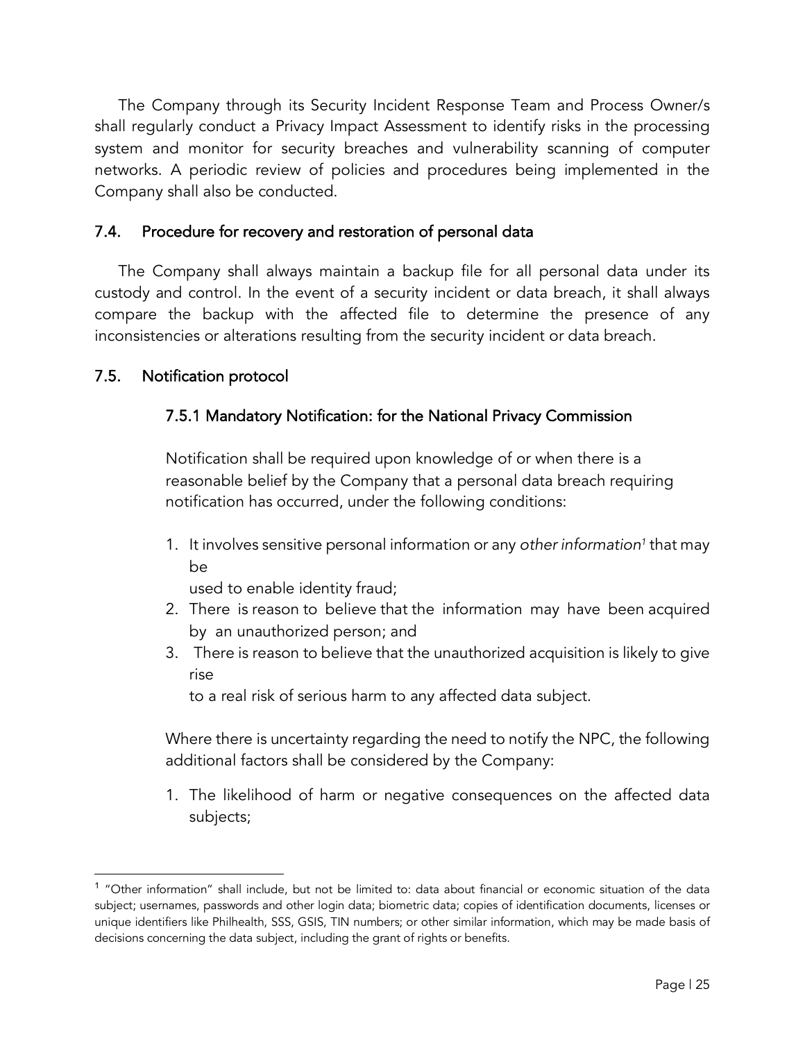The Company through its Security Incident Response Team and Process Owner/s shall regularly conduct a Privacy Impact Assessment to identify risks in the processing system and monitor for security breaches and vulnerability scanning of computer networks. A periodic review of policies and procedures being implemented in the Company shall also be conducted.

## 7.4. Procedure for recovery and restoration of personal data

The Company shall always maintain a backup file for all personal data under its custody and control. In the event of a security incident or data breach, it shall always compare the backup with the affected file to determine the presence of any inconsistencies or alterations resulting from the security incident or data breach.

## 7.5. Notification protocol

### 7.5.1 Mandatory Notification: for the National Privacy Commission

Notification shall be required upon knowledge of or when there is a reasonable belief by the Company that a personal data breach requiring notification has occurred, under the following conditions:

1. It involves sensitive personal information or any *other information*[1] that may be used to enable identity fraud;
2. There is reason to believe that the information may have been acquired by an unauthorized person; and
3. There is reason to believe that the unauthorized acquisition is likely to give rise to a real risk of serious harm to any affected data subject.

Where there is uncertainty regarding the need to notify the NPC, the following additional factors shall be considered by the Company:

1. The likelihood of harm or negative consequences on the affected data subjects;

---

[1] "Other information" shall include, but not be limited to: data about financial or economic situation of the data subject; usernames, passwords and other login data; biometric data; copies of identification documents, licenses or unique identifiers like Philhealth, SSS, GSIS, TIN numbers; or other similar information, which may be made basis of decisions concerning the data subject, including the grant of rights or benefits.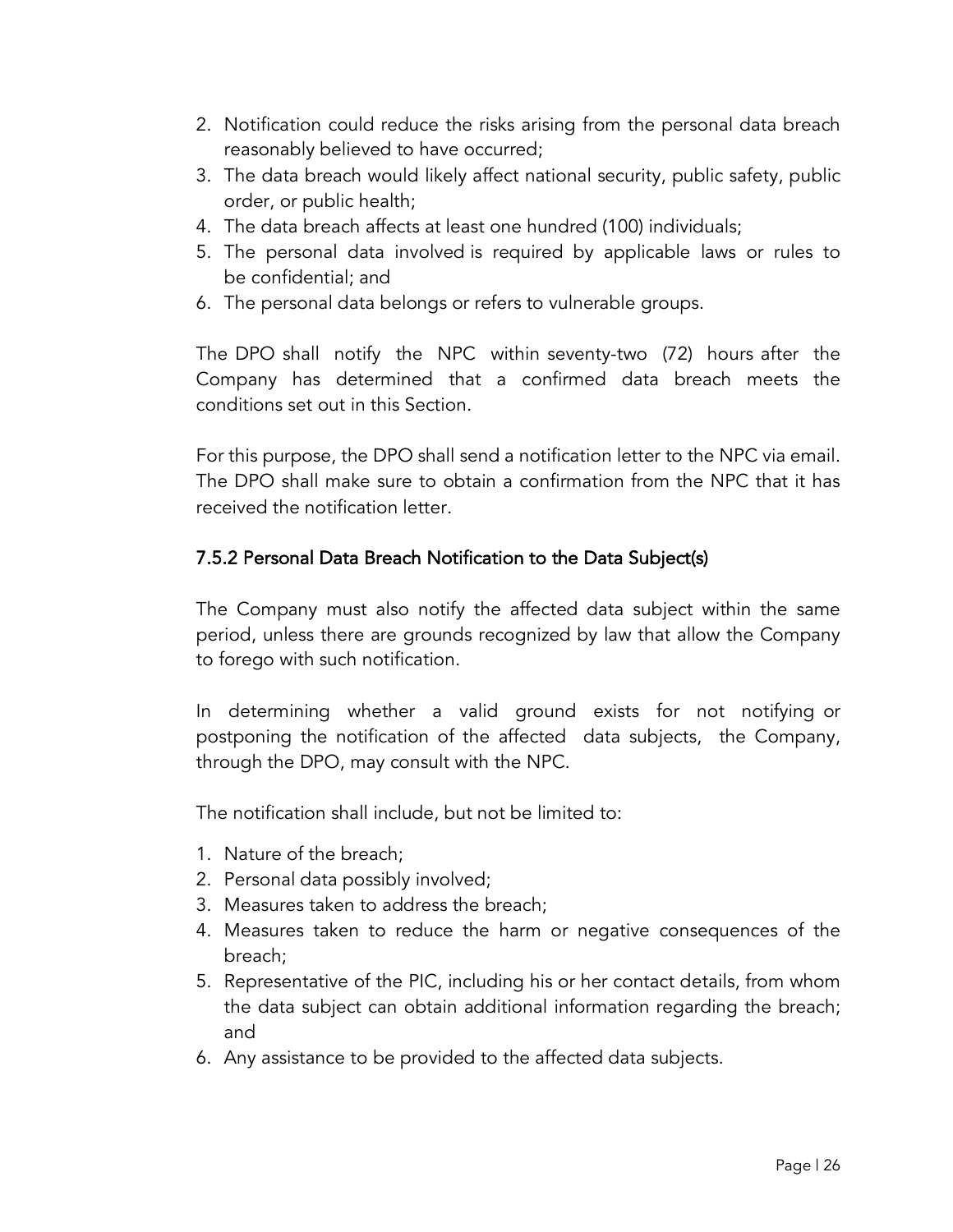2. Notification could reduce the risks arising from the personal data breach reasonably believed to have occurred;
3. The data breach would likely affect national security, public safety, public order, or public health;
4. The data breach affects at least one hundred (100) individuals;
5. The personal data involved is required by applicable laws or rules to be confidential; and
6. The personal data belongs or refers to vulnerable groups.

The DPO shall notify the NPC within seventy-two (72) hours after the Company has determined that a confirmed data breach meets the conditions set out in this Section.

For this purpose, the DPO shall send a notification letter to the NPC via email. The DPO shall make sure to obtain a confirmation from the NPC that it has received the notification letter.

### 7.5.2 Personal Data Breach Notification to the Data Subject(s)

The Company must also notify the affected data subject within the same period, unless there are grounds recognized by law that allow the Company to forego with such notification.

In determining whether a valid ground exists for not notifying or postponing the notification of the affected data subjects, the Company, through the DPO, may consult with the NPC.

The notification shall include, but not be limited to:

1. Nature of the breach;
2. Personal data possibly involved;
3. Measures taken to address the breach;
4. Measures taken to reduce the harm or negative consequences of the breach;
5. Representative of the PIC, including his or her contact details, from whom the data subject can obtain additional information regarding the breach; and
6. Any assistance to be provided to the affected data subjects.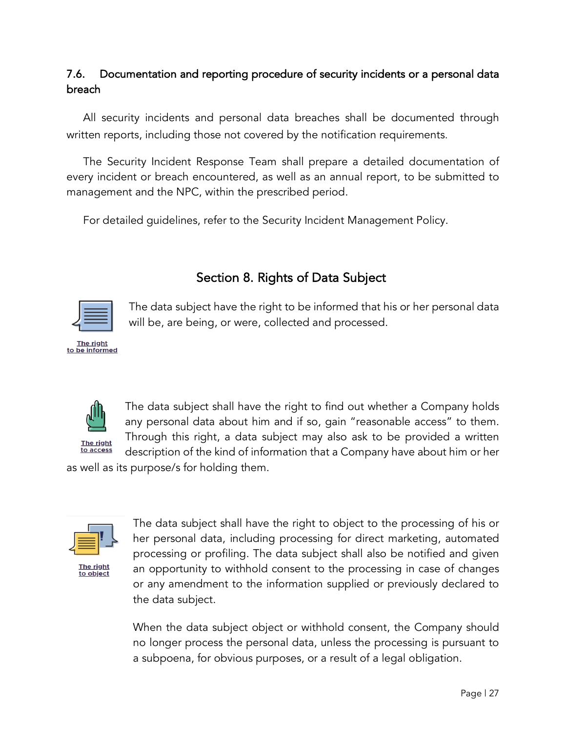### 7.6. Documentation and reporting procedure of security incidents or a personal data breach

All security incidents and personal data breaches shall be documented through written reports, including those not covered by the notification requirements.

The Security Incident Response Team shall prepare a detailed documentation of every incident or breach encountered, as well as an annual report, to be submitted to management and the NPC, within the prescribed period.

For detailed guidelines, refer to the Security Incident Management Policy.

## Section 8. Rights of Data Subject

**The right to be informed**

The data subject have the right to be informed that his or her personal data will be, are being, or were, collected and processed.

**The right to access**

The data subject shall have the right to find out whether a Company holds any personal data about him and if so, gain "reasonable access" to them. Through this right, a data subject may also ask to be provided a written description of the kind of information that a Company have about him or her as well as its purpose/s for holding them.

**The right to object**

The data subject shall have the right to object to the processing of his or her personal data, including processing for direct marketing, automated processing or profiling. The data subject shall also be notified and given an opportunity to withhold consent to the processing in case of changes or any amendment to the information supplied or previously declared to the data subject.

When the data subject object or withhold consent, the Company should no longer process the personal data, unless the processing is pursuant to a subpoena, for obvious purposes, or a result of a legal obligation.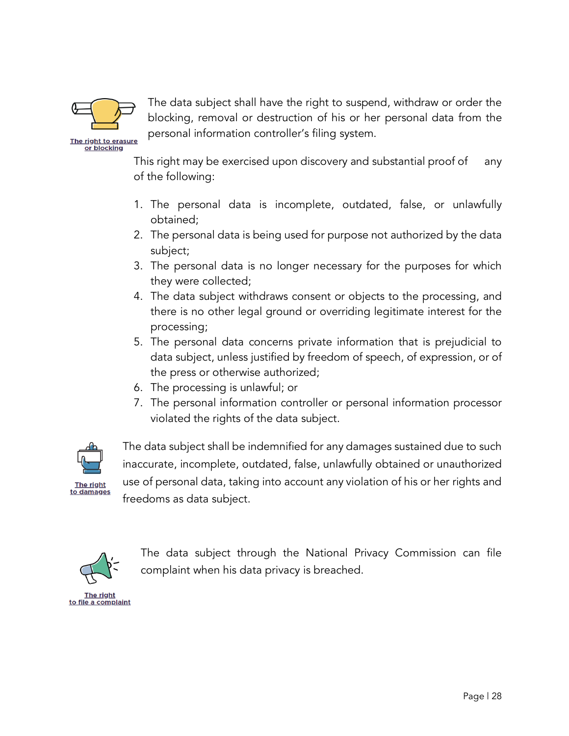**The right to erasure or blocking**

The data subject shall have the right to suspend, withdraw or order the blocking, removal or destruction of his or her personal data from the personal information controller's filing system.

This right may be exercised upon discovery and substantial proof of any of the following:

1. The personal data is incomplete, outdated, false, or unlawfully obtained;
2. The personal data is being used for purpose not authorized by the data subject;
3. The personal data is no longer necessary for the purposes for which they were collected;
4. The data subject withdraws consent or objects to the processing, and there is no other legal ground or overriding legitimate interest for the processing;
5. The personal data concerns private information that is prejudicial to data subject, unless justified by freedom of speech, of expression, or of the press or otherwise authorized;
6. The processing is unlawful; or
7. The personal information controller or personal information processor violated the rights of the data subject.

**The right to damages**

The data subject shall be indemnified for any damages sustained due to such inaccurate, incomplete, outdated, false, unlawfully obtained or unauthorized use of personal data, taking into account any violation of his or her rights and freedoms as data subject.

**The right to file a complaint**

The data subject through the National Privacy Commission can file complaint when his data privacy is breached.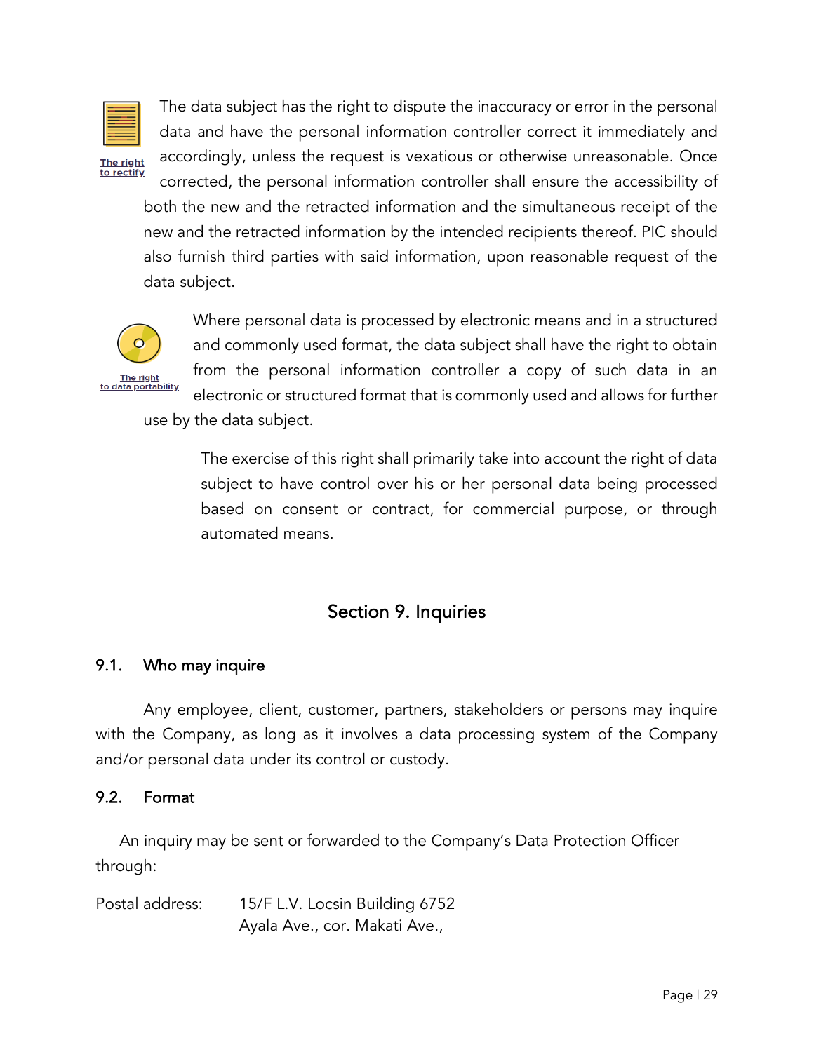**The right to rectify**

The data subject has the right to dispute the inaccuracy or error in the personal data and have the personal information controller correct it immediately and accordingly, unless the request is vexatious or otherwise unreasonable. Once corrected, the personal information controller shall ensure the accessibility of both the new and the retracted information and the simultaneous receipt of the new and the retracted information by the intended recipients thereof. PIC should also furnish third parties with said information, upon reasonable request of the data subject.

**The right to data portability**

Where personal data is processed by electronic means and in a structured and commonly used format, the data subject shall have the right to obtain from the personal information controller a copy of such data in an electronic or structured format that is commonly used and allows for further use by the data subject.

The exercise of this right shall primarily take into account the right of data subject to have control over his or her personal data being processed based on consent or contract, for commercial purpose, or through automated means.

## Section 9. Inquiries

### 9.1. Who may inquire

Any employee, client, customer, partners, stakeholders or persons may inquire with the Company, as long as it involves a data processing system of the Company and/or personal data under its control or custody.

### 9.2. Format

An inquiry may be sent or forwarded to the Company's Data Protection Officer through:

Postal address: 15/F L.V. Locsin Building 6752
Ayala Ave., cor. Makati Ave.,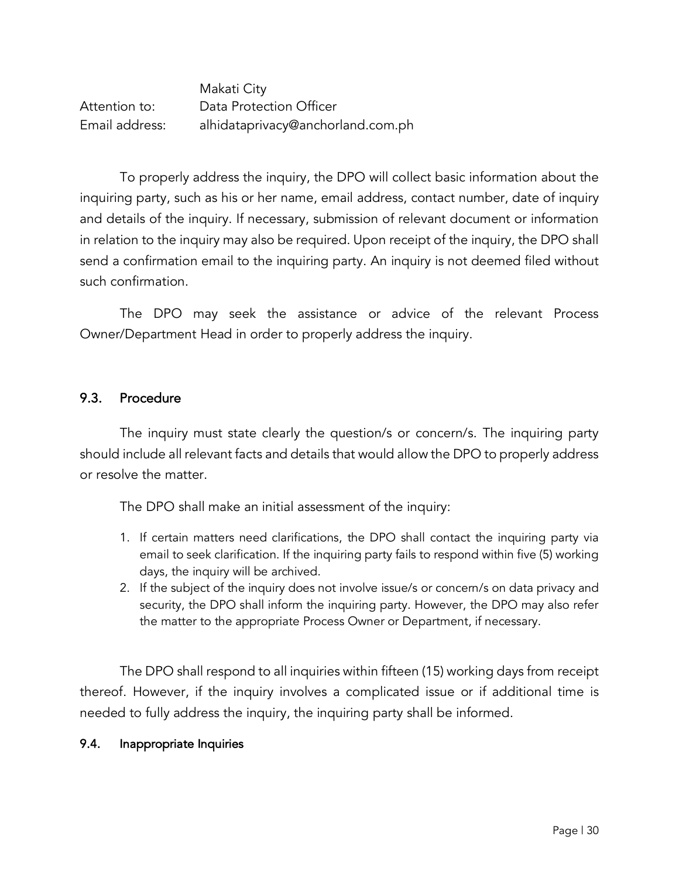Makati City
Attention to: Data Protection Officer
Email address: alhidataprivacy@anchorland.com.ph

To properly address the inquiry, the DPO will collect basic information about the inquiring party, such as his or her name, email address, contact number, date of inquiry and details of the inquiry. If necessary, submission of relevant document or information in relation to the inquiry may also be required. Upon receipt of the inquiry, the DPO shall send a confirmation email to the inquiring party. An inquiry is not deemed filed without such confirmation.

The DPO may seek the assistance or advice of the relevant Process Owner/Department Head in order to properly address the inquiry.

### 9.3. Procedure

The inquiry must state clearly the question/s or concern/s. The inquiring party should include all relevant facts and details that would allow the DPO to properly address or resolve the matter.

The DPO shall make an initial assessment of the inquiry:

1. If certain matters need clarifications, the DPO shall contact the inquiring party via email to seek clarification. If the inquiring party fails to respond within five (5) working days, the inquiry will be archived.
2. If the subject of the inquiry does not involve issue/s or concern/s on data privacy and security, the DPO shall inform the inquiring party. However, the DPO may also refer the matter to the appropriate Process Owner or Department, if necessary.

The DPO shall respond to all inquiries within fifteen (15) working days from receipt thereof. However, if the inquiry involves a complicated issue or if additional time is needed to fully address the inquiry, the inquiring party shall be informed.

### 9.4. Inappropriate Inquiries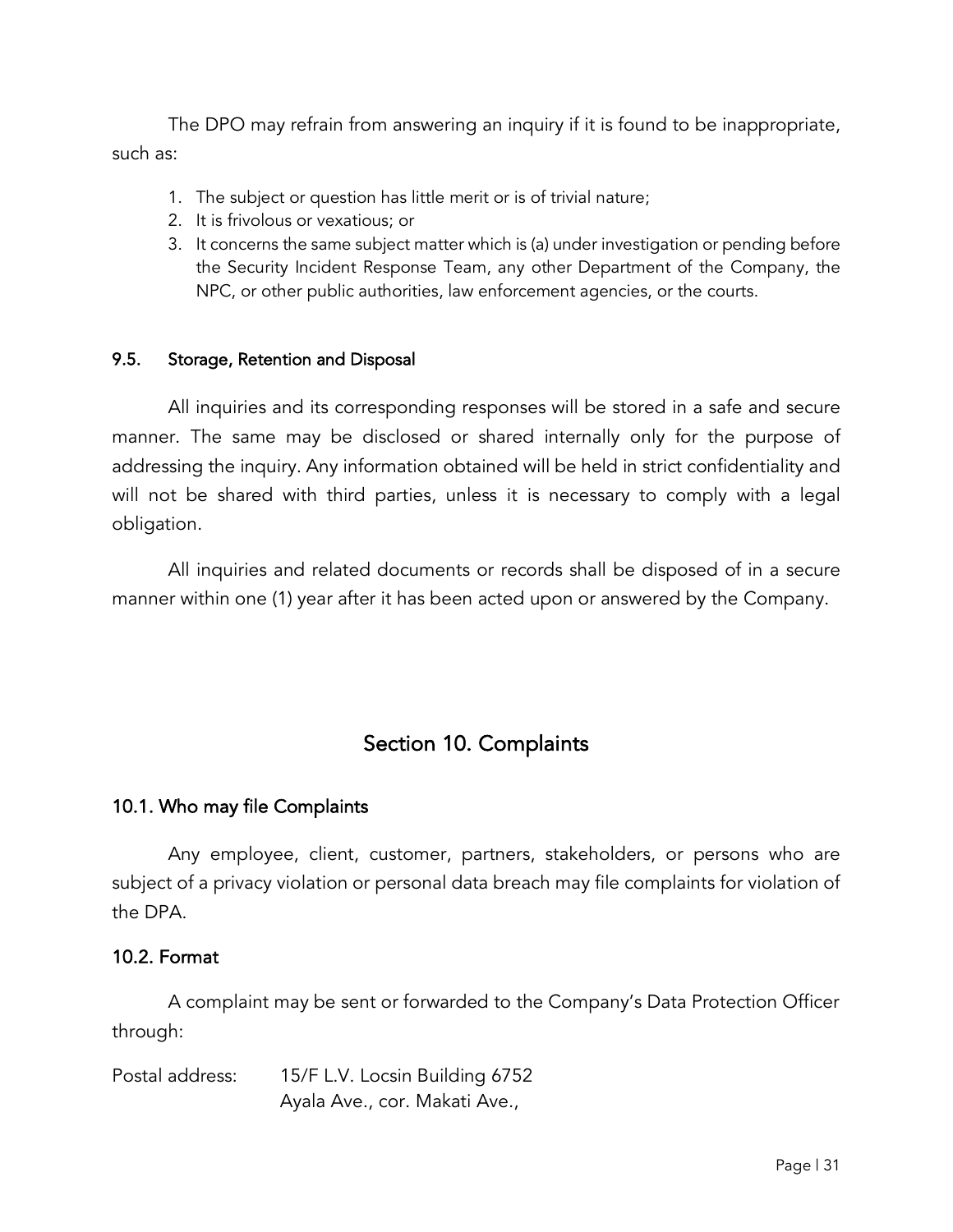The DPO may refrain from answering an inquiry if it is found to be inappropriate, such as:

1. The subject or question has little merit or is of trivial nature;
2. It is frivolous or vexatious; or
3. It concerns the same subject matter which is (a) under investigation or pending before the Security Incident Response Team, any other Department of the Company, the NPC, or other public authorities, law enforcement agencies, or the courts.

### 9.5. Storage, Retention and Disposal

All inquiries and its corresponding responses will be stored in a safe and secure manner. The same may be disclosed or shared internally only for the purpose of addressing the inquiry. Any information obtained will be held in strict confidentiality and will not be shared with third parties, unless it is necessary to comply with a legal obligation.

All inquiries and related documents or records shall be disposed of in a secure manner within one (1) year after it has been acted upon or answered by the Company.

## Section 10. Complaints

### 10.1. Who may file Complaints

Any employee, client, customer, partners, stakeholders, or persons who are subject of a privacy violation or personal data breach may file complaints for violation of the DPA.

### 10.2. Format

A complaint may be sent or forwarded to the Company's Data Protection Officer through:

Postal address: 15/F L.V. Locsin Building 6752
Ayala Ave., cor. Makati Ave.,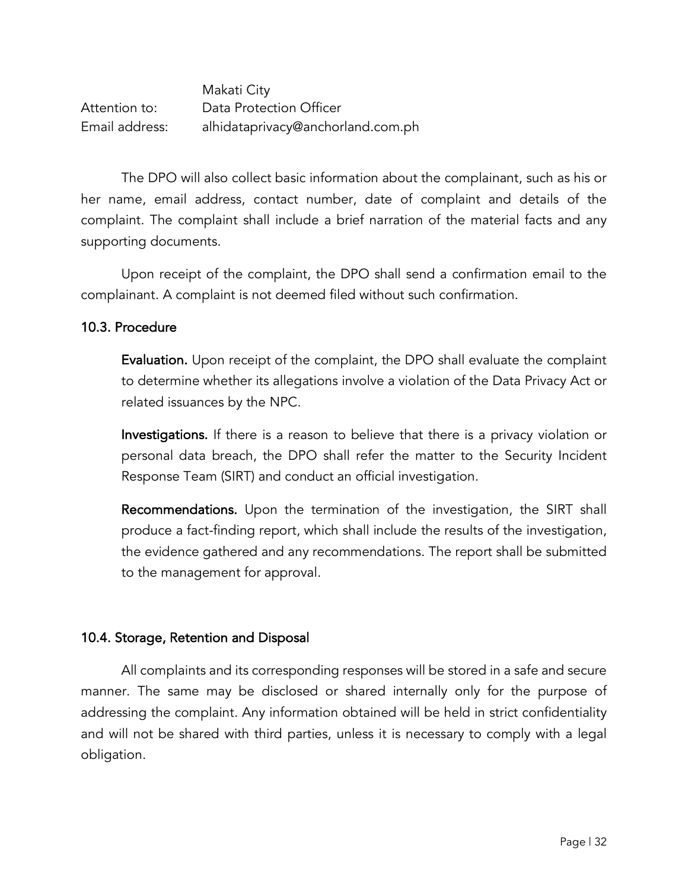Makati City
Attention to: Data Protection Officer
Email address: alhidataprivacy@anchorland.com.ph

The DPO will also collect basic information about the complainant, such as his or her name, email address, contact number, date of complaint and details of the complaint. The complaint shall include a brief narration of the material facts and any supporting documents.

Upon receipt of the complaint, the DPO shall send a confirmation email to the complainant. A complaint is not deemed filed without such confirmation.

### 10.3. Procedure

**Evaluation.** Upon receipt of the complaint, the DPO shall evaluate the complaint to determine whether its allegations involve a violation of the Data Privacy Act or related issuances by the NPC.

**Investigations.** If there is a reason to believe that there is a privacy violation or personal data breach, the DPO shall refer the matter to the Security Incident Response Team (SIRT) and conduct an official investigation.

**Recommendations.** Upon the termination of the investigation, the SIRT shall produce a fact-finding report, which shall include the results of the investigation, the evidence gathered and any recommendations. The report shall be submitted to the management for approval.

### 10.4. Storage, Retention and Disposal

All complaints and its corresponding responses will be stored in a safe and secure manner. The same may be disclosed or shared internally only for the purpose of addressing the complaint. Any information obtained will be held in strict confidentiality and will not be shared with third parties, unless it is necessary to comply with a legal obligation.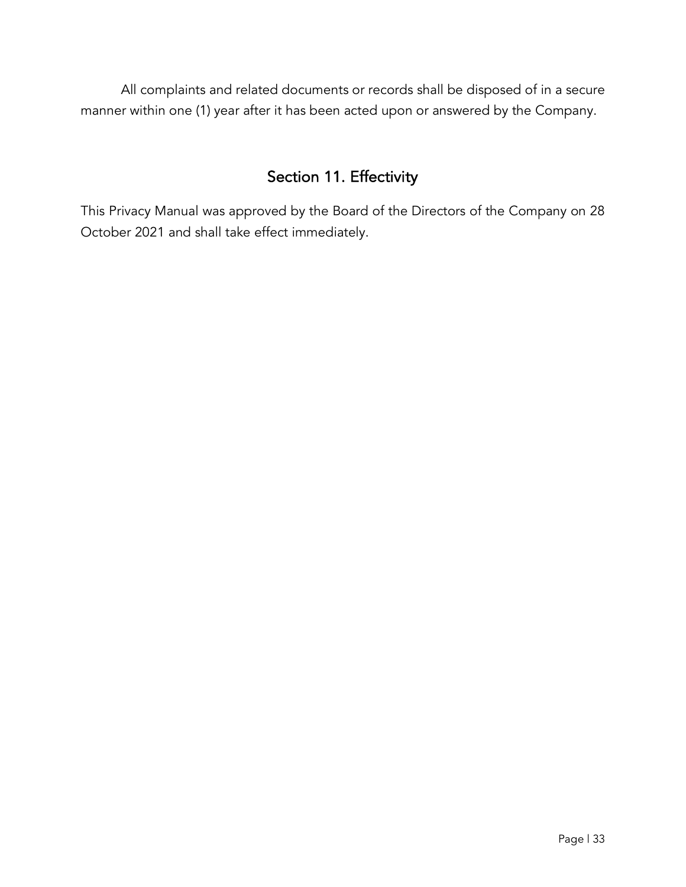All complaints and related documents or records shall be disposed of in a secure manner within one (1) year after it has been acted upon or answered by the Company.

## Section 11. Effectivity

This Privacy Manual was approved by the Board of the Directors of the Company on 28 October 2021 and shall take effect immediately.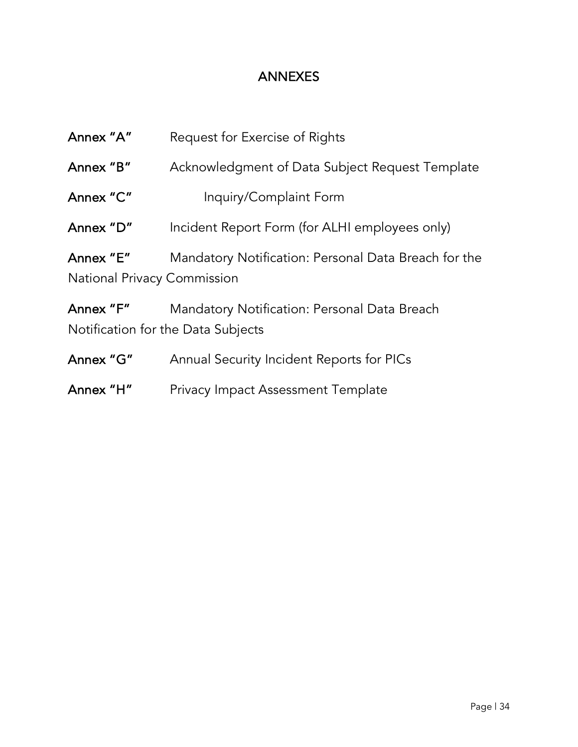# ANNEXES

**Annex "A"** Request for Exercise of Rights

**Annex "B"** Acknowledgment of Data Subject Request Template

**Annex "C"** Inquiry/Complaint Form

**Annex "D"** Incident Report Form (for ALHI employees only)

**Annex "E"** Mandatory Notification: Personal Data Breach for the National Privacy Commission

**Annex "F"** Mandatory Notification: Personal Data Breach Notification for the Data Subjects

**Annex "G"** Annual Security Incident Reports for PICs

**Annex "H"** Privacy Impact Assessment Template